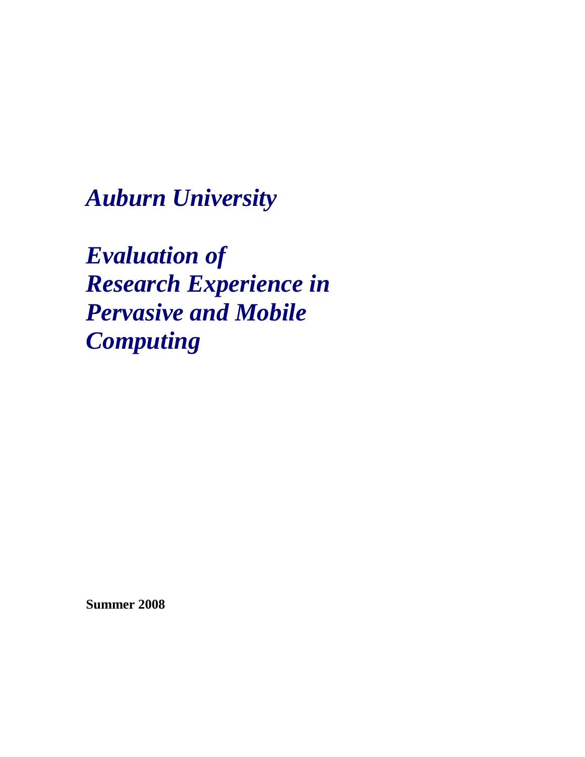# *Auburn University*

# *Evaluation of Research Experience in Pervasive and Mobile Computing*

**Summer 2008**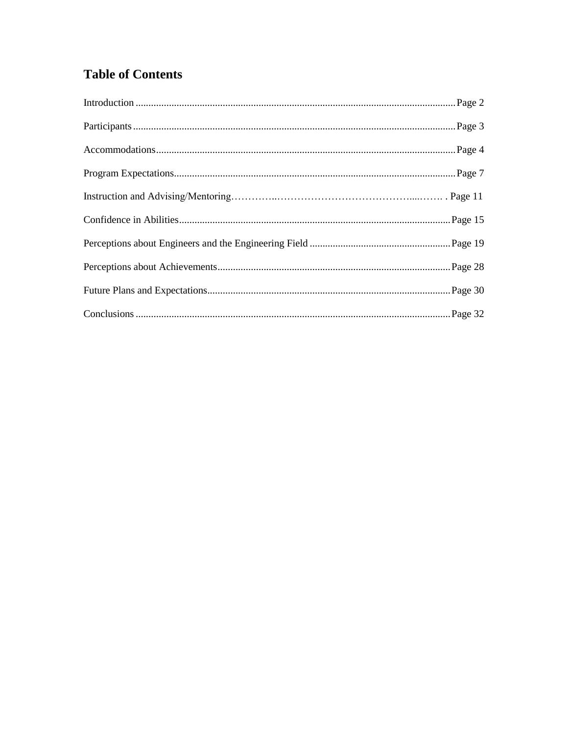## Table of Contents

Introduction ........................................................................................................................... Page 2

Participants ............................................................................................................................ Page 3

Accommodations ................................................................................................................... Page 4

Program Expectations ............................................................................................................ Page 7

Instruction and Advising/Mentoring………….…………………………………....……. . Page 11

Confidence in Abilities ......................................................................................................... Page 15

Perceptions about Engineers and the Engineering Field ...................................................... Page 19

Perceptions about Achievements .......................................................................................... Page 28

Future Plans and Expectations .............................................................................................. Page 30

Conclusions .......................................................................................................................... Page 32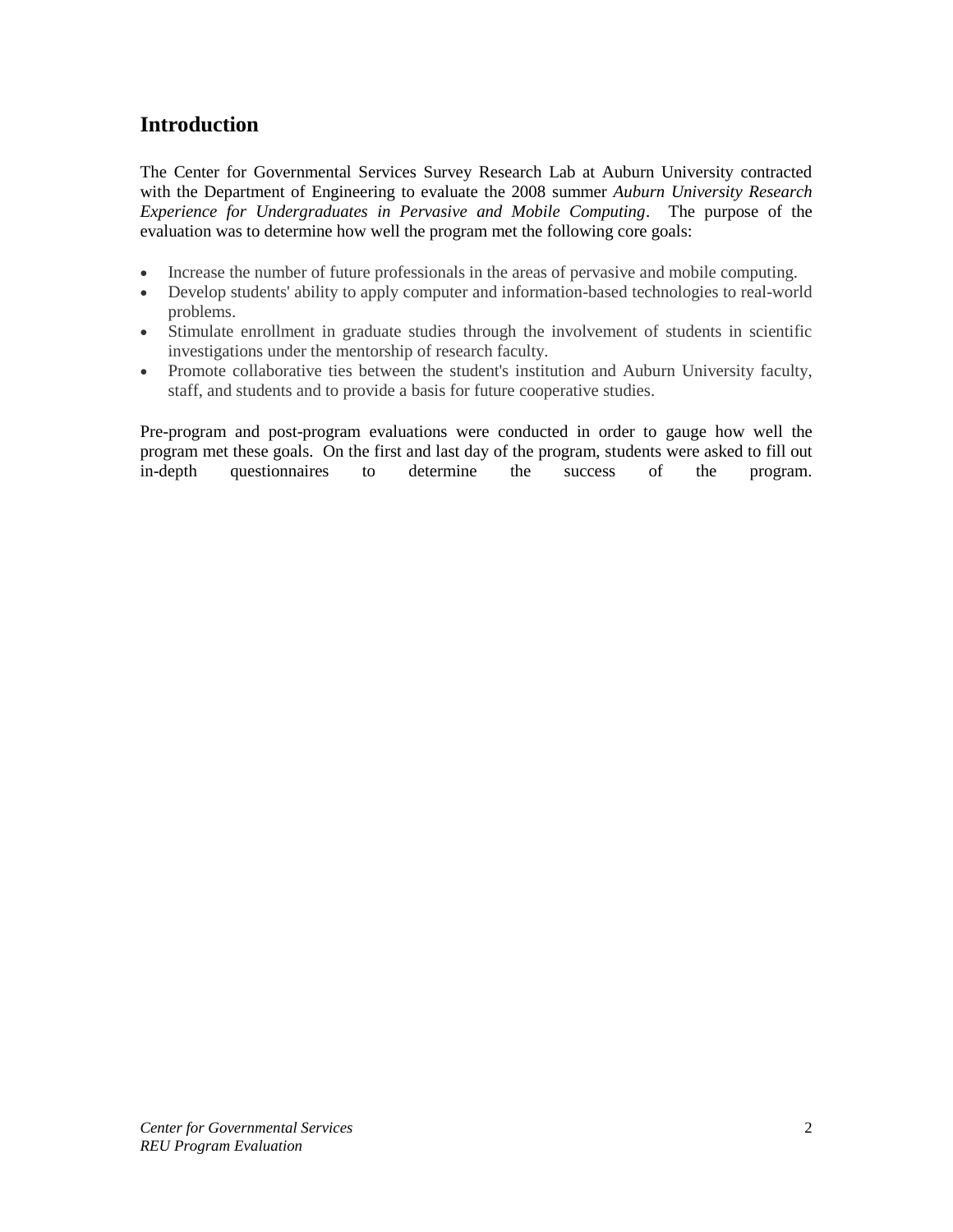## Introduction

The Center for Governmental Services Survey Research Lab at Auburn University contracted with the Department of Engineering to evaluate the 2008 summer *Auburn University Research Experience for Undergraduates in Pervasive and Mobile Computing*. The purpose of the evaluation was to determine how well the program met the following core goals:

- Increase the number of future professionals in the areas of pervasive and mobile computing.
- Develop students' ability to apply computer and information-based technologies to real-world problems.
- Stimulate enrollment in graduate studies through the involvement of students in scientific investigations under the mentorship of research faculty.
- Promote collaborative ties between the student's institution and Auburn University faculty, staff, and students and to provide a basis for future cooperative studies.

Pre-program and post-program evaluations were conducted in order to gauge how well the program met these goals. On the first and last day of the program, students were asked to fill out in-depth questionnaires to determine the success of the program.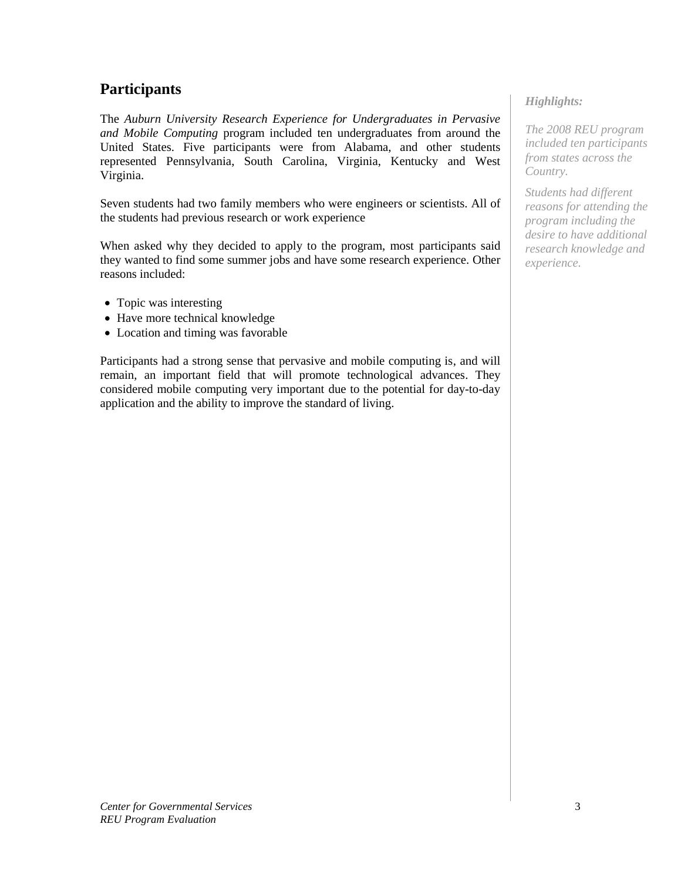## Participants

The *Auburn University Research Experience for Undergraduates in Pervasive and Mobile Computing* program included ten undergraduates from around the United States. Five participants were from Alabama, and other students represented Pennsylvania, South Carolina, Virginia, Kentucky and West Virginia.

Seven students had two family members who were engineers or scientists. All of the students had previous research or work experience

When asked why they decided to apply to the program, most participants said they wanted to find some summer jobs and have some research experience. Other reasons included:

- Topic was interesting
- Have more technical knowledge
- Location and timing was favorable

Participants had a strong sense that pervasive and mobile computing is, and will remain, an important field that will promote technological advances. They considered mobile computing very important due to the potential for day-to-day application and the ability to improve the standard of living.

*Highlights:*

*The 2008 REU program included ten participants from states across the Country.*

*Students had different reasons for attending the program including the desire to have additional research knowledge and experience.*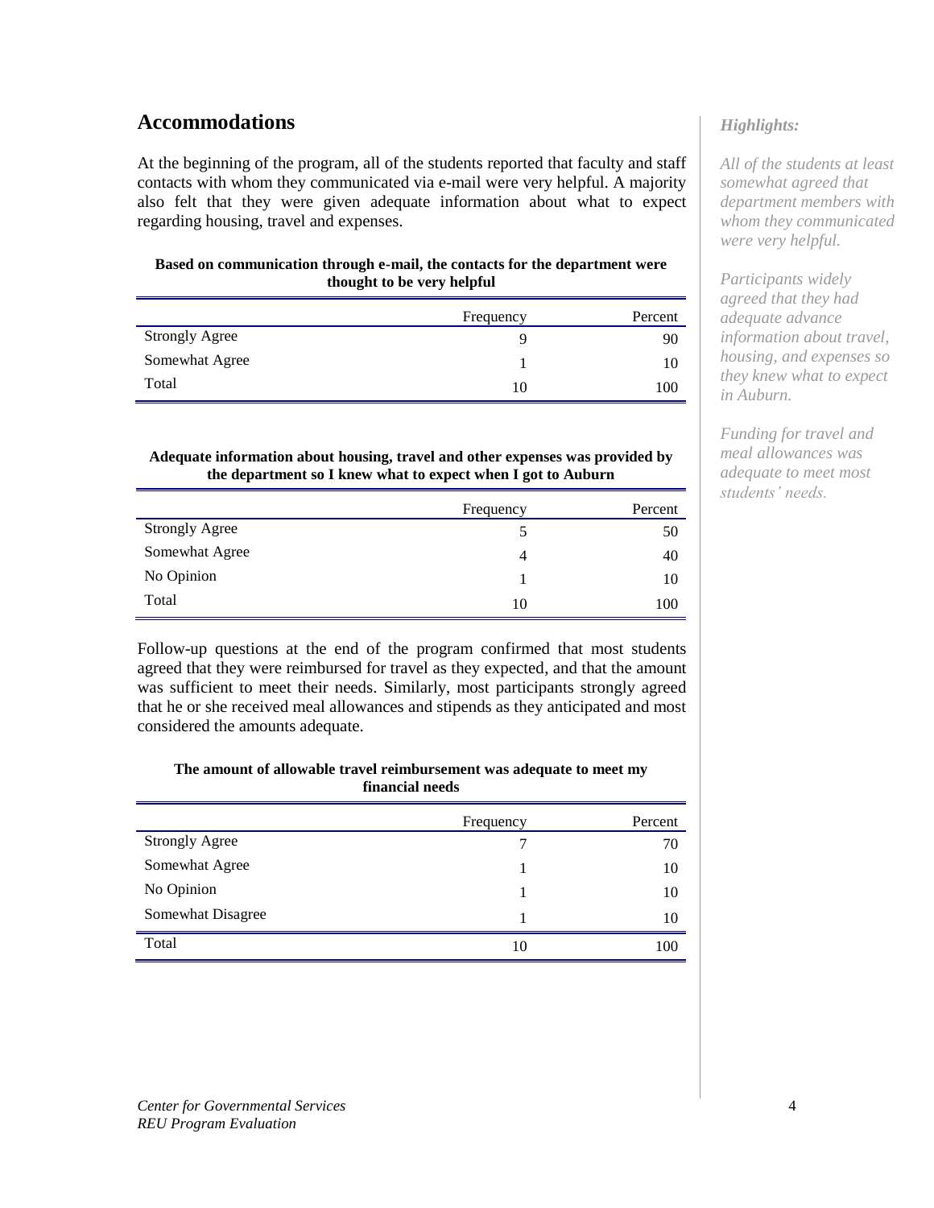## Accommodations

At the beginning of the program, all of the students reported that faculty and staff contacts with whom they communicated via e-mail were very helpful. A majority also felt that they were given adequate information about what to expect regarding housing, travel and expenses.

**Based on communication through e-mail, the contacts for the department were thought to be very helpful**

| | Frequency | Percent |
|---|---|---|
| Strongly Agree | 9 | 90 |
| Somewhat Agree | 1 | 10 |
| Total | 10 | 100 |

**Adequate information about housing, travel and other expenses was provided by the department so I knew what to expect when I got to Auburn**

| | Frequency | Percent |
|---|---|---|
| Strongly Agree | 5 | 50 |
| Somewhat Agree | 4 | 40 |
| No Opinion | 1 | 10 |
| Total | 10 | 100 |

Follow-up questions at the end of the program confirmed that most students agreed that they were reimbursed for travel as they expected, and that the amount was sufficient to meet their needs. Similarly, most participants strongly agreed that he or she received meal allowances and stipends as they anticipated and most considered the amounts adequate.

**The amount of allowable travel reimbursement was adequate to meet my financial needs**

| | Frequency | Percent |
|---|---|---|
| Strongly Agree | 7 | 70 |
| Somewhat Agree | 1 | 10 |
| No Opinion | 1 | 10 |
| Somewhat Disagree | 1 | 10 |
| Total | 10 | 100 |

*Highlights:*

*All of the students at least somewhat agreed that department members with whom they communicated were very helpful.*

*Participants widely agreed that they had adequate advance information about travel, housing, and expenses so they knew what to expect in Auburn.*

*Funding for travel and meal allowances was adequate to meet most students' needs.*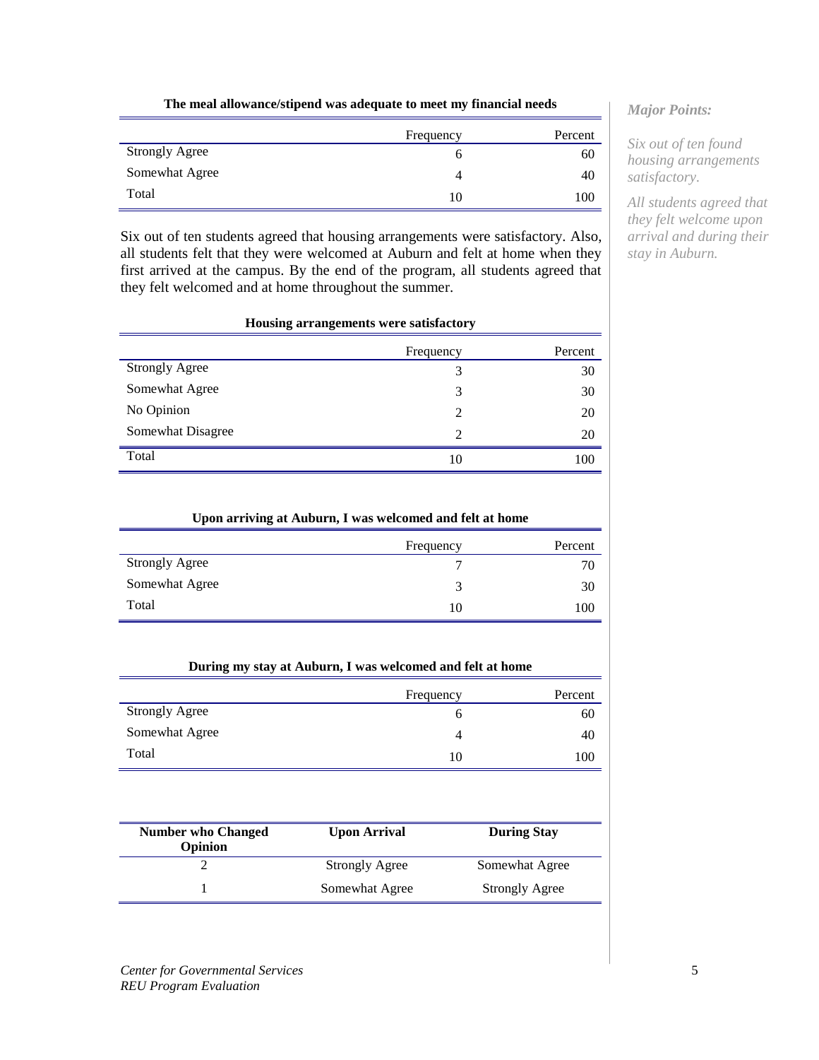**The meal allowance/stipend was adequate to meet my financial needs**

| | Frequency | Percent |
|---|---|---|
| Strongly Agree | 6 | 60 |
| Somewhat Agree | 4 | 40 |
| Total | 10 | 100 |

Six out of ten students agreed that housing arrangements were satisfactory. Also, all students felt that they were welcomed at Auburn and felt at home when they first arrived at the campus. By the end of the program, all students agreed that they felt welcomed and at home throughout the summer.

**Housing arrangements were satisfactory**

| | Frequency | Percent |
|---|---|---|
| Strongly Agree | 3 | 30 |
| Somewhat Agree | 3 | 30 |
| No Opinion | 2 | 20 |
| Somewhat Disagree | 2 | 20 |
| Total | 10 | 100 |

**Upon arriving at Auburn, I was welcomed and felt at home**

| | Frequency | Percent |
|---|---|---|
| Strongly Agree | 7 | 70 |
| Somewhat Agree | 3 | 30 |
| Total | 10 | 100 |

**During my stay at Auburn, I was welcomed and felt at home**

| | Frequency | Percent |
|---|---|---|
| Strongly Agree | 6 | 60 |
| Somewhat Agree | 4 | 40 |
| Total | 10 | 100 |

| Number who Changed Opinion | Upon Arrival | During Stay |
|---|---|---|
| 2 | Strongly Agree | Somewhat Agree |
| 1 | Somewhat Agree | Strongly Agree |

*Major Points:*

*Six out of ten found housing arrangements satisfactory.*

*All students agreed that they felt welcome upon arrival and during their stay in Auburn.*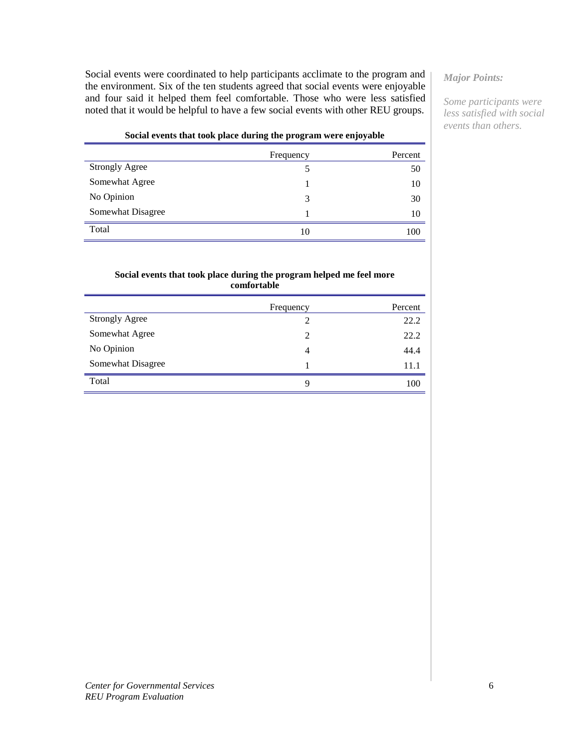Social events were coordinated to help participants acclimate to the program and the environment. Six of the ten students agreed that social events were enjoyable and four said it helped them feel comfortable. Those who were less satisfied noted that it would be helpful to have a few social events with other REU groups.

***Major Points:***

*Some participants were less satisfied with social events than others.*

**Social events that took place during the program were enjoyable**

| | Frequency | Percent |
|---|---|---|
| Strongly Agree | 5 | 50 |
| Somewhat Agree | 1 | 10 |
| No Opinion | 3 | 30 |
| Somewhat Disagree | 1 | 10 |
| Total | 10 | 100 |

**Social events that took place during the program helped me feel more comfortable**

| | Frequency | Percent |
|---|---|---|
| Strongly Agree | 2 | 22.2 |
| Somewhat Agree | 2 | 22.2 |
| No Opinion | 4 | 44.4 |
| Somewhat Disagree | 1 | 11.1 |
| Total | 9 | 100 |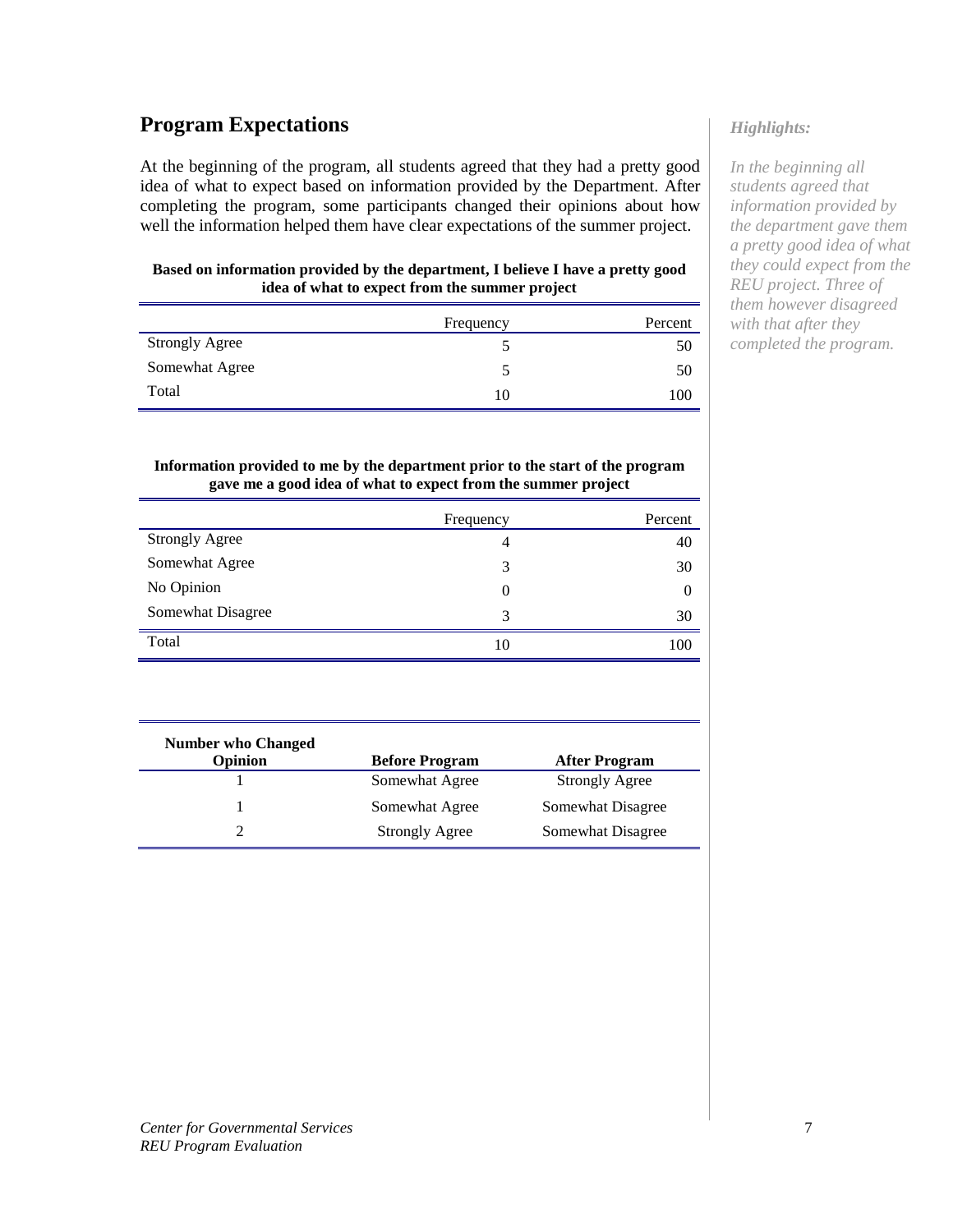## Program Expectations

At the beginning of the program, all students agreed that they had a pretty good idea of what to expect based on information provided by the Department. After completing the program, some participants changed their opinions about how well the information helped them have clear expectations of the summer project.

**Based on information provided by the department, I believe I have a pretty good idea of what to expect from the summer project**

| | Frequency | Percent |
|---|---|---|
| Strongly Agree | 5 | 50 |
| Somewhat Agree | 5 | 50 |
| Total | 10 | 100 |

**Information provided to me by the department prior to the start of the program gave me a good idea of what to expect from the summer project**

| | Frequency | Percent |
|---|---|---|
| Strongly Agree | 4 | 40 |
| Somewhat Agree | 3 | 30 |
| No Opinion | 0 | 0 |
| Somewhat Disagree | 3 | 30 |
| Total | 10 | 100 |

| Number who Changed Opinion | Before Program | After Program |
|---|---|---|
| 1 | Somewhat Agree | Strongly Agree |
| 1 | Somewhat Agree | Somewhat Disagree |
| 2 | Strongly Agree | Somewhat Disagree |

*Highlights:*

*In the beginning all students agreed that information provided by the department gave them a pretty good idea of what they could expect from the REU project. Three of them however disagreed with that after they completed the program.*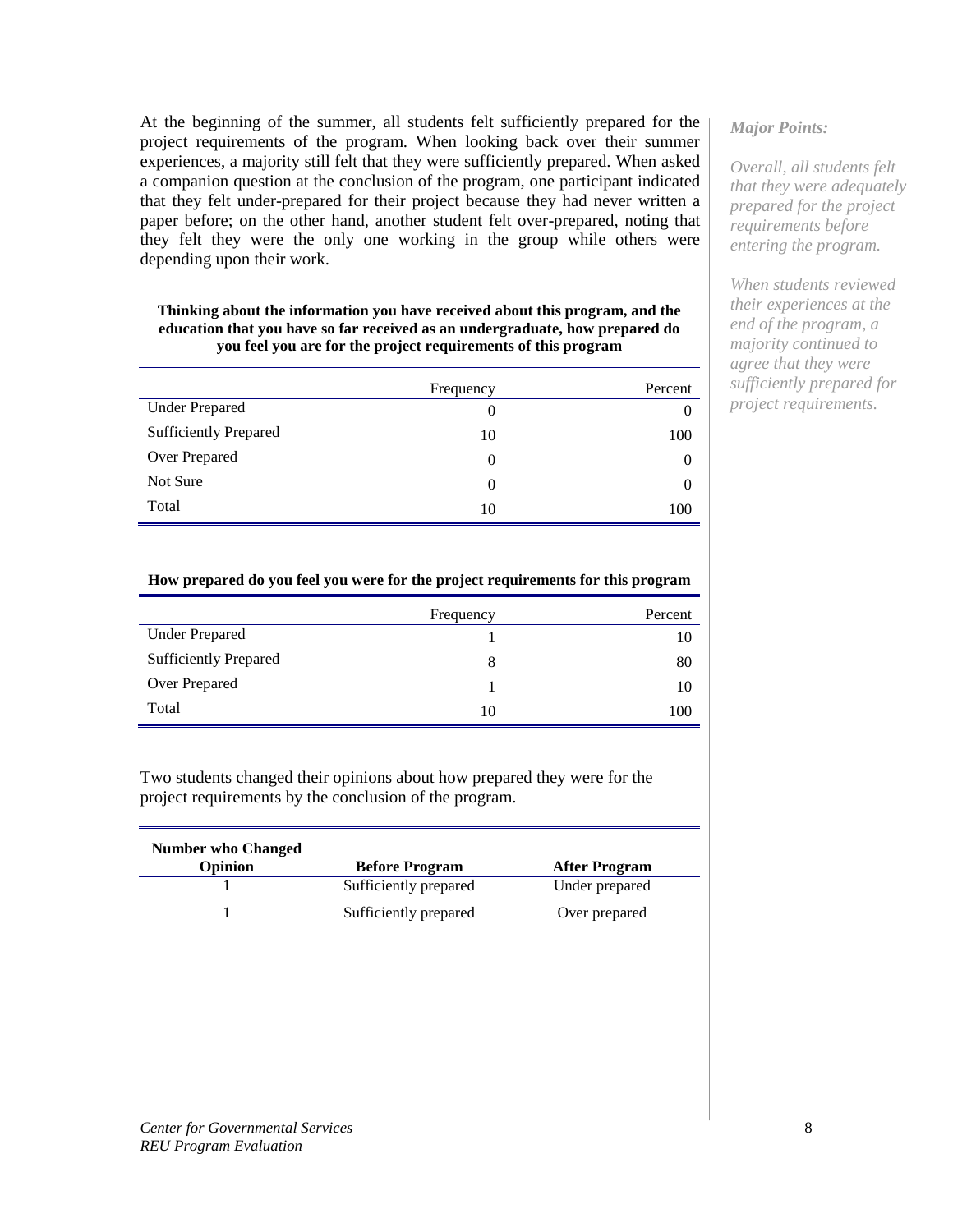At the beginning of the summer, all students felt sufficiently prepared for the project requirements of the program. When looking back over their summer experiences, a majority still felt that they were sufficiently prepared. When asked a companion question at the conclusion of the program, one participant indicated that they felt under-prepared for their project because they had never written a paper before; on the other hand, another student felt over-prepared, noting that they felt they were the only one working in the group while others were depending upon their work.

*Major Points:*

*Overall, all students felt that they were adequately prepared for the project requirements before entering the program.*

*When students reviewed their experiences at the end of the program, a majority continued to agree that they were sufficiently prepared for project requirements.*

**Thinking about the information you have received about this program, and the education that you have so far received as an undergraduate, how prepared do you feel you are for the project requirements of this program**

| | Frequency | Percent |
|---|---|---|
| Under Prepared | 0 | 0 |
| Sufficiently Prepared | 10 | 100 |
| Over Prepared | 0 | 0 |
| Not Sure | 0 | 0 |
| Total | 10 | 100 |

**How prepared do you feel you were for the project requirements for this program**

| | Frequency | Percent |
|---|---|---|
| Under Prepared | 1 | 10 |
| Sufficiently Prepared | 8 | 80 |
| Over Prepared | 1 | 10 |
| Total | 10 | 100 |

Two students changed their opinions about how prepared they were for the project requirements by the conclusion of the program.

| Number who Changed Opinion | Before Program | After Program |
|---|---|---|
| 1 | Sufficiently prepared | Under prepared |
| 1 | Sufficiently prepared | Over prepared |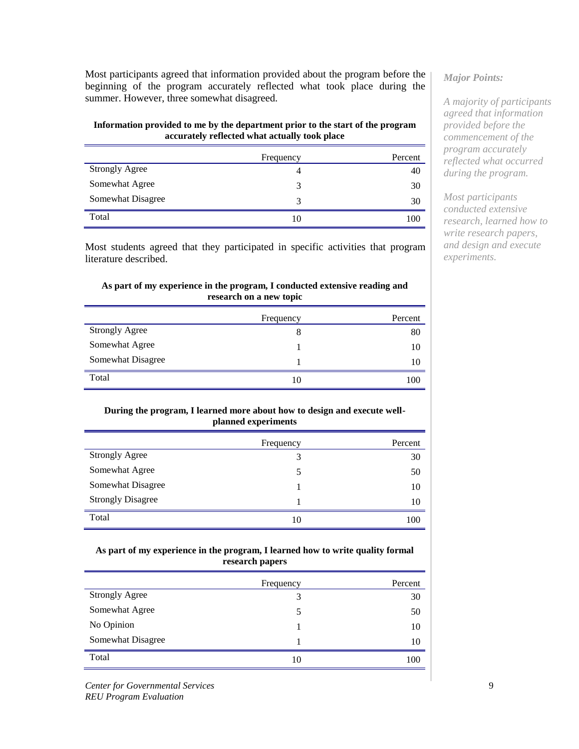Most participants agreed that information provided about the program before the beginning of the program accurately reflected what took place during the summer. However, three somewhat disagreed.

**Information provided to me by the department prior to the start of the program accurately reflected what actually took place**

| | Frequency | Percent |
|---|---|---|
| Strongly Agree | 4 | 40 |
| Somewhat Agree | 3 | 30 |
| Somewhat Disagree | 3 | 30 |
| Total | 10 | 100 |

Most students agreed that they participated in specific activities that program literature described.

**As part of my experience in the program, I conducted extensive reading and research on a new topic**

| | Frequency | Percent |
|---|---|---|
| Strongly Agree | 8 | 80 |
| Somewhat Agree | 1 | 10 |
| Somewhat Disagree | 1 | 10 |
| Total | 10 | 100 |

**During the program, I learned more about how to design and execute well-planned experiments**

| | Frequency | Percent |
|---|---|---|
| Strongly Agree | 3 | 30 |
| Somewhat Agree | 5 | 50 |
| Somewhat Disagree | 1 | 10 |
| Strongly Disagree | 1 | 10 |
| Total | 10 | 100 |

**As part of my experience in the program, I learned how to write quality formal research papers**

| | Frequency | Percent |
|---|---|---|
| Strongly Agree | 3 | 30 |
| Somewhat Agree | 5 | 50 |
| No Opinion | 1 | 10 |
| Somewhat Disagree | 1 | 10 |
| Total | 10 | 100 |

***Major Points:***

*A majority of participants agreed that information provided before the commencement of the program accurately reflected what occurred during the program.*

*Most participants conducted extensive research, learned how to write research papers, and design and execute experiments.*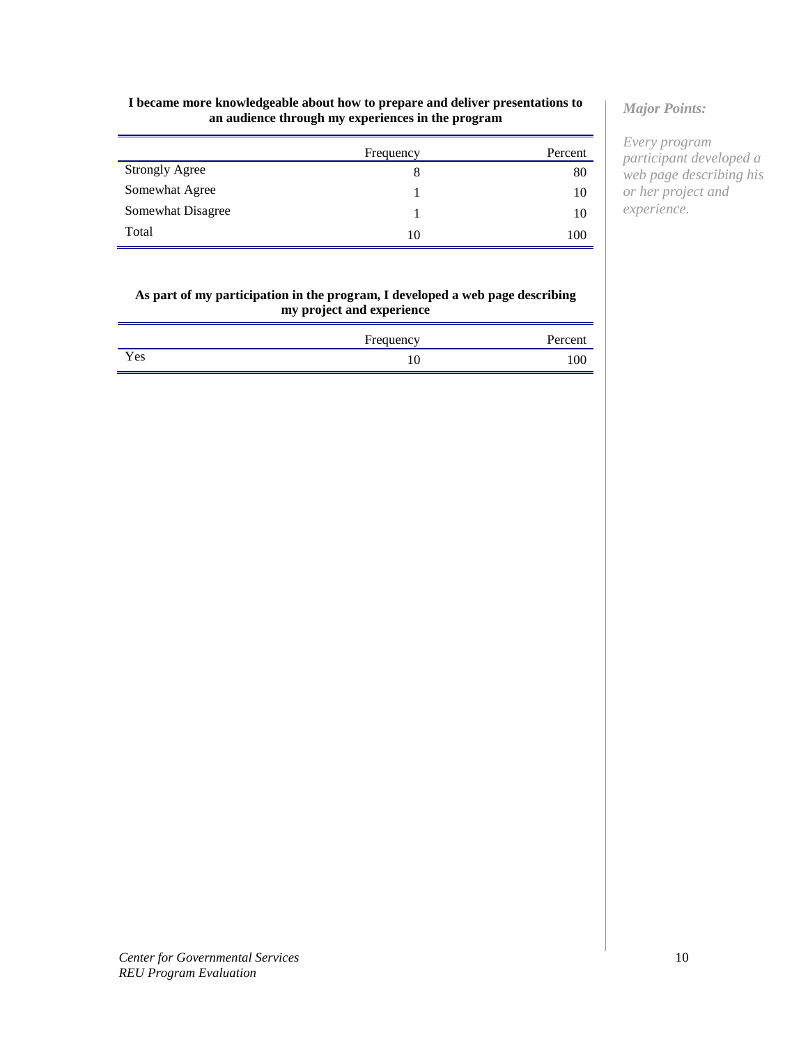**I became more knowledgeable about how to prepare and deliver presentations to an audience through my experiences in the program**

| | Frequency | Percent |
|---|---|---|
| Strongly Agree | 8 | 80 |
| Somewhat Agree | 1 | 10 |
| Somewhat Disagree | 1 | 10 |
| Total | 10 | 100 |

**As part of my participation in the program, I developed a web page describing my project and experience**

| | Frequency | Percent |
|---|---|---|
| Yes | 10 | 100 |

***Major Points:***

*Every program participant developed a web page describing his or her project and experience.*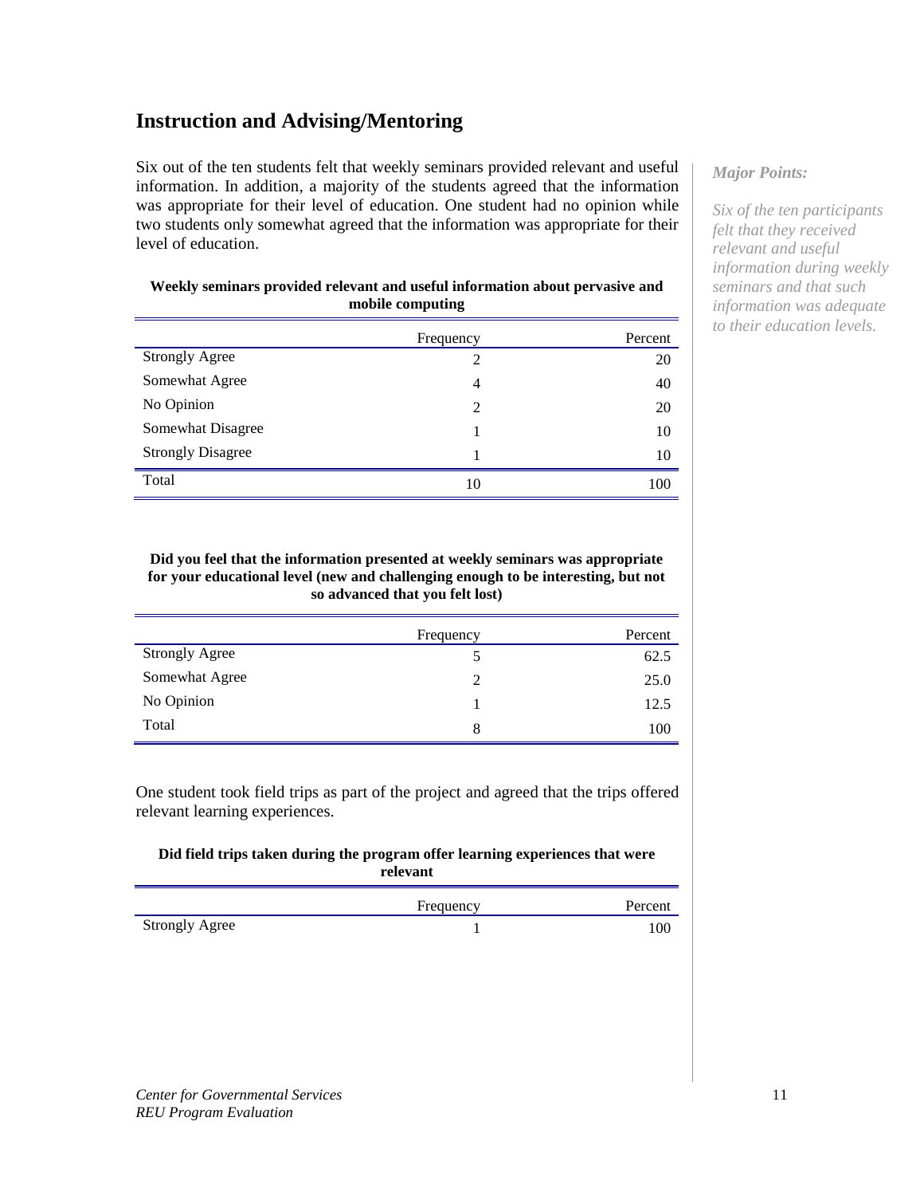## Instruction and Advising/Mentoring

Six out of the ten students felt that weekly seminars provided relevant and useful information. In addition, a majority of the students agreed that the information was appropriate for their level of education. One student had no opinion while two students only somewhat agreed that the information was appropriate for their level of education.

*Major Points:*

*Six of the ten participants felt that they received relevant and useful information during weekly seminars and that such information was adequate to their education levels.*

**Weekly seminars provided relevant and useful information about pervasive and mobile computing**

| | Frequency | Percent |
|---|---|---|
| Strongly Agree | 2 | 20 |
| Somewhat Agree | 4 | 40 |
| No Opinion | 2 | 20 |
| Somewhat Disagree | 1 | 10 |
| Strongly Disagree | 1 | 10 |
| Total | 10 | 100 |

**Did you feel that the information presented at weekly seminars was appropriate for your educational level (new and challenging enough to be interesting, but not so advanced that you felt lost)**

| | Frequency | Percent |
|---|---|---|
| Strongly Agree | 5 | 62.5 |
| Somewhat Agree | 2 | 25.0 |
| No Opinion | 1 | 12.5 |
| Total | 8 | 100 |

One student took field trips as part of the project and agreed that the trips offered relevant learning experiences.

**Did field trips taken during the program offer learning experiences that were relevant**

| | Frequency | Percent |
|---|---|---|
| Strongly Agree | 1 | 100 |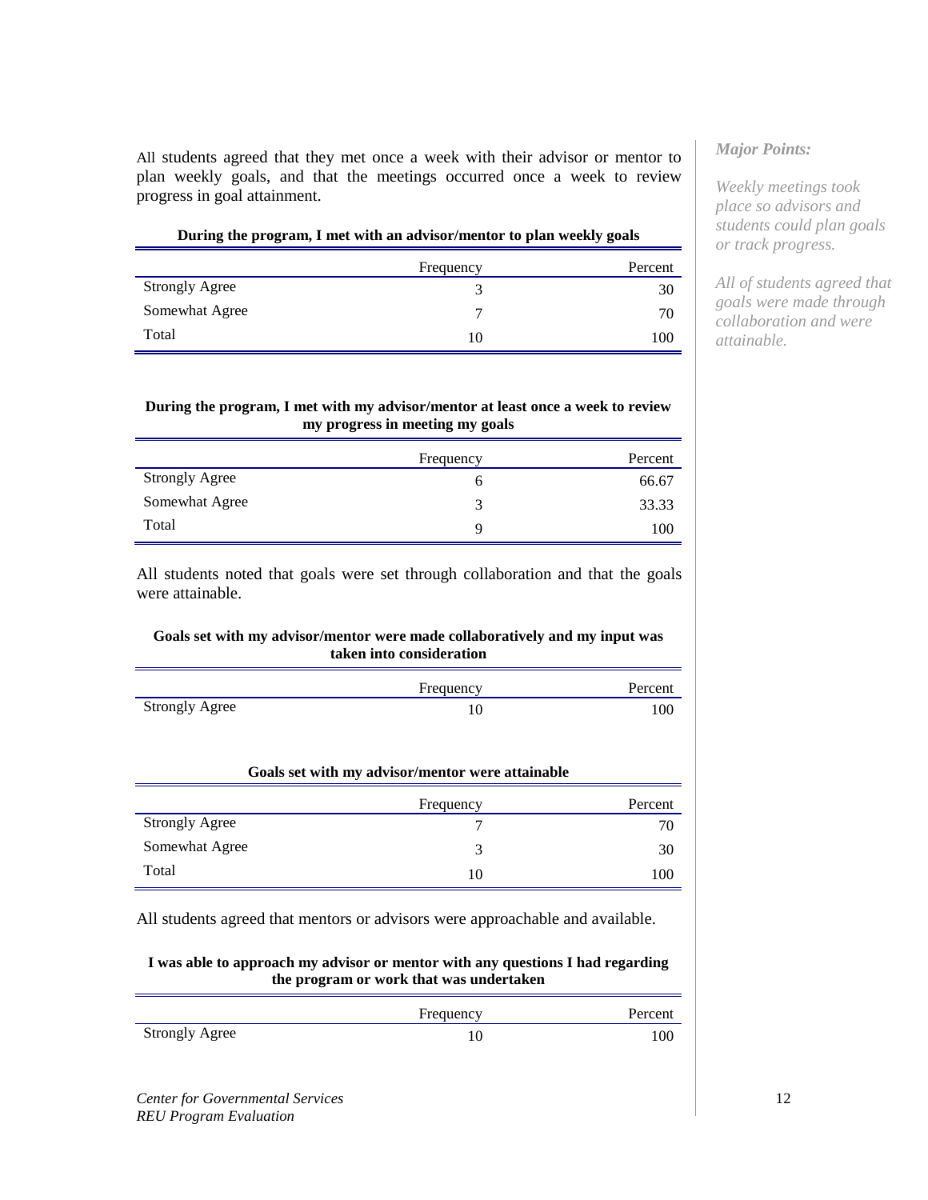All students agreed that they met once a week with their advisor or mentor to plan weekly goals, and that the meetings occurred once a week to review progress in goal attainment.

**During the program, I met with an advisor/mentor to plan weekly goals**

| | Frequency | Percent |
|---|---|---|
| Strongly Agree | 3 | 30 |
| Somewhat Agree | 7 | 70 |
| Total | 10 | 100 |

**During the program, I met with my advisor/mentor at least once a week to review my progress in meeting my goals**

| | Frequency | Percent |
|---|---|---|
| Strongly Agree | 6 | 66.67 |
| Somewhat Agree | 3 | 33.33 |
| Total | 9 | 100 |

All students noted that goals were set through collaboration and that the goals were attainable.

**Goals set with my advisor/mentor were made collaboratively and my input was taken into consideration**

| | Frequency | Percent |
|---|---|---|
| Strongly Agree | 10 | 100 |

**Goals set with my advisor/mentor were attainable**

| | Frequency | Percent |
|---|---|---|
| Strongly Agree | 7 | 70 |
| Somewhat Agree | 3 | 30 |
| Total | 10 | 100 |

All students agreed that mentors or advisors were approachable and available.

**I was able to approach my advisor or mentor with any questions I had regarding the program or work that was undertaken**

| | Frequency | Percent |
|---|---|---|
| Strongly Agree | 10 | 100 |

***Major Points:***

*Weekly meetings took place so advisors and students could plan goals or track progress.*

*All of students agreed that goals were made through collaboration and were attainable.*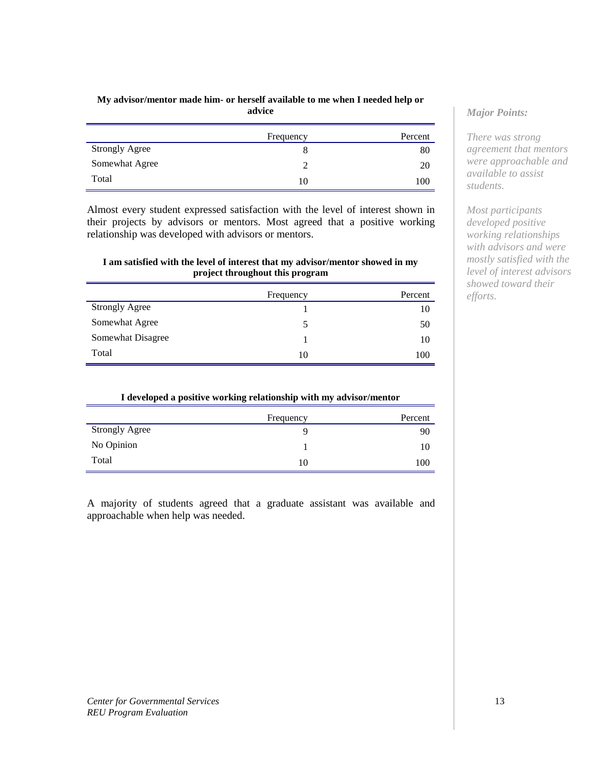**My advisor/mentor made him- or herself available to me when I needed help or advice**

| | Frequency | Percent |
|---|---|---|
| Strongly Agree | 8 | 80 |
| Somewhat Agree | 2 | 20 |
| Total | 10 | 100 |

Almost every student expressed satisfaction with the level of interest shown in their projects by advisors or mentors. Most agreed that a positive working relationship was developed with advisors or mentors.

**I am satisfied with the level of interest that my advisor/mentor showed in my project throughout this program**

| | Frequency | Percent |
|---|---|---|
| Strongly Agree | 1 | 10 |
| Somewhat Agree | 5 | 50 |
| Somewhat Disagree | 1 | 10 |
| Total | 10 | 100 |

**I developed a positive working relationship with my advisor/mentor**

| | Frequency | Percent |
|---|---|---|
| Strongly Agree | 9 | 90 |
| No Opinion | 1 | 10 |
| Total | 10 | 100 |

A majority of students agreed that a graduate assistant was available and approachable when help was needed.

*Major Points:*

*There was strong agreement that mentors were approachable and available to assist students.*

*Most participants developed positive working relationships with advisors and were mostly satisfied with the level of interest advisors showed toward their efforts.*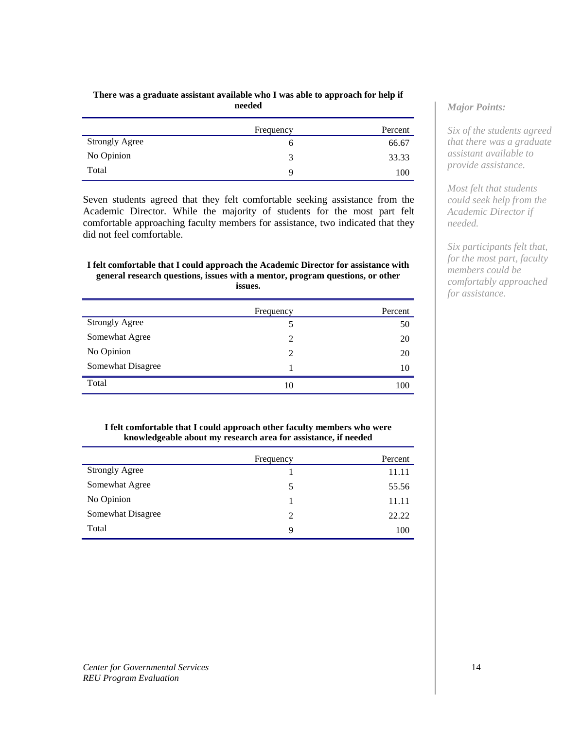**There was a graduate assistant available who I was able to approach for help if needed**

| | Frequency | Percent |
|---|---|---|
| Strongly Agree | 6 | 66.67 |
| No Opinion | 3 | 33.33 |
| Total | 9 | 100 |

Seven students agreed that they felt comfortable seeking assistance from the Academic Director. While the majority of students for the most part felt comfortable approaching faculty members for assistance, two indicated that they did not feel comfortable.

**I felt comfortable that I could approach the Academic Director for assistance with general research questions, issues with a mentor, program questions, or other issues.**

| | Frequency | Percent |
|---|---|---|
| Strongly Agree | 5 | 50 |
| Somewhat Agree | 2 | 20 |
| No Opinion | 2 | 20 |
| Somewhat Disagree | 1 | 10 |
| Total | 10 | 100 |

**I felt comfortable that I could approach other faculty members who were knowledgeable about my research area for assistance, if needed**

| | Frequency | Percent |
|---|---|---|
| Strongly Agree | 1 | 11.11 |
| Somewhat Agree | 5 | 55.56 |
| No Opinion | 1 | 11.11 |
| Somewhat Disagree | 2 | 22.22 |
| Total | 9 | 100 |

*Major Points:*

*Six of the students agreed that there was a graduate assistant available to provide assistance.*

*Most felt that students could seek help from the Academic Director if needed.*

*Six participants felt that, for the most part, faculty members could be comfortably approached for assistance.*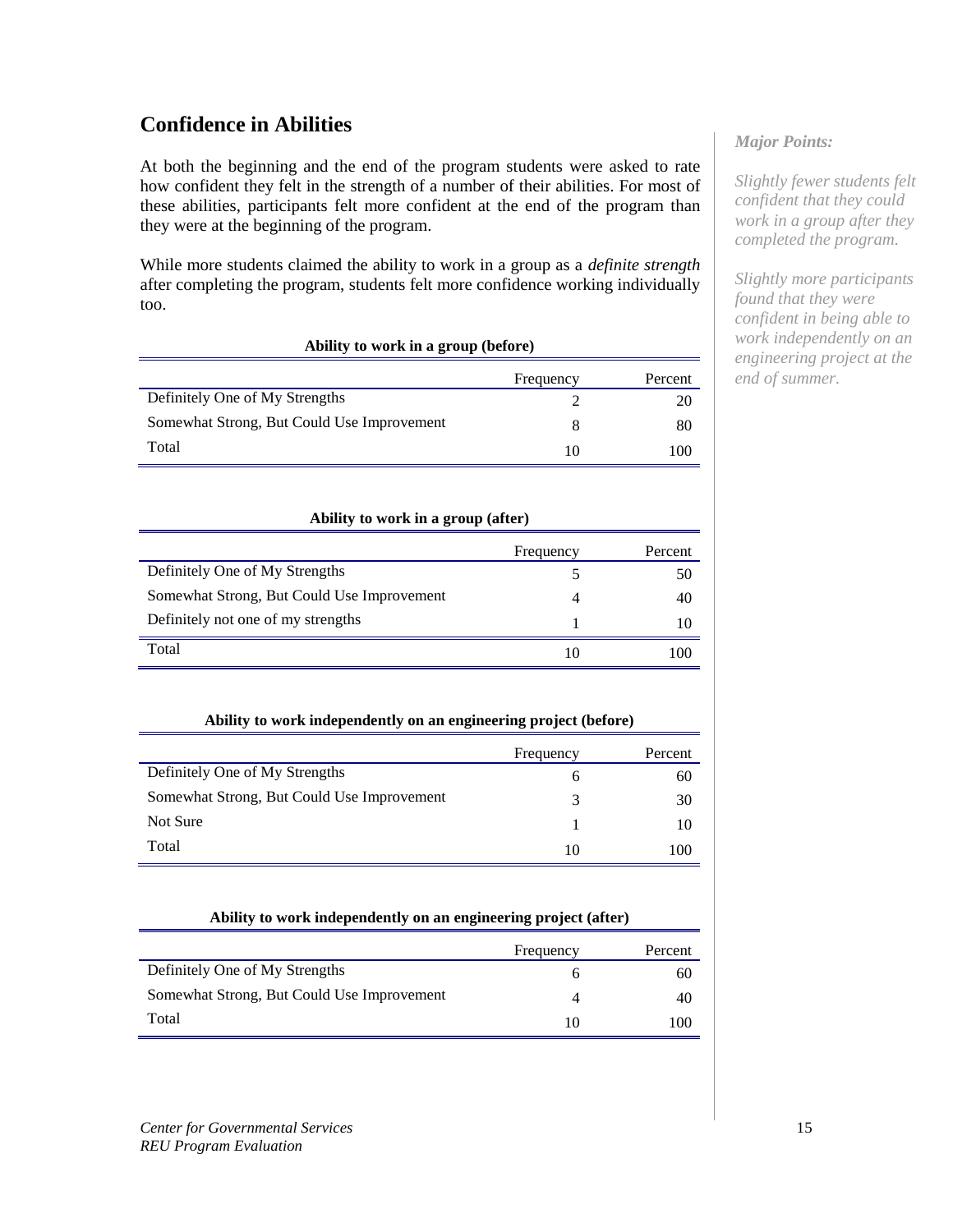## Confidence in Abilities

At both the beginning and the end of the program students were asked to rate how confident they felt in the strength of a number of their abilities. For most of these abilities, participants felt more confident at the end of the program than they were at the beginning of the program.

While more students claimed the ability to work in a group as a *definite strength* after completing the program, students felt more confidence working individually too.

**Ability to work in a group (before)**

| | Frequency | Percent |
|---|---|---|
| Definitely One of My Strengths | 2 | 20 |
| Somewhat Strong, But Could Use Improvement | 8 | 80 |
| Total | 10 | 100 |

**Ability to work in a group (after)**

| | Frequency | Percent |
|---|---|---|
| Definitely One of My Strengths | 5 | 50 |
| Somewhat Strong, But Could Use Improvement | 4 | 40 |
| Definitely not one of my strengths | 1 | 10 |
| Total | 10 | 100 |

**Ability to work independently on an engineering project (before)**

| | Frequency | Percent |
|---|---|---|
| Definitely One of My Strengths | 6 | 60 |
| Somewhat Strong, But Could Use Improvement | 3 | 30 |
| Not Sure | 1 | 10 |
| Total | 10 | 100 |

**Ability to work independently on an engineering project (after)**

| | Frequency | Percent |
|---|---|---|
| Definitely One of My Strengths | 6 | 60 |
| Somewhat Strong, But Could Use Improvement | 4 | 40 |
| Total | 10 | 100 |

*Major Points:*

*Slightly fewer students felt confident that they could work in a group after they completed the program.*

*Slightly more participants found that they were confident in being able to work independently on an engineering project at the end of summer.*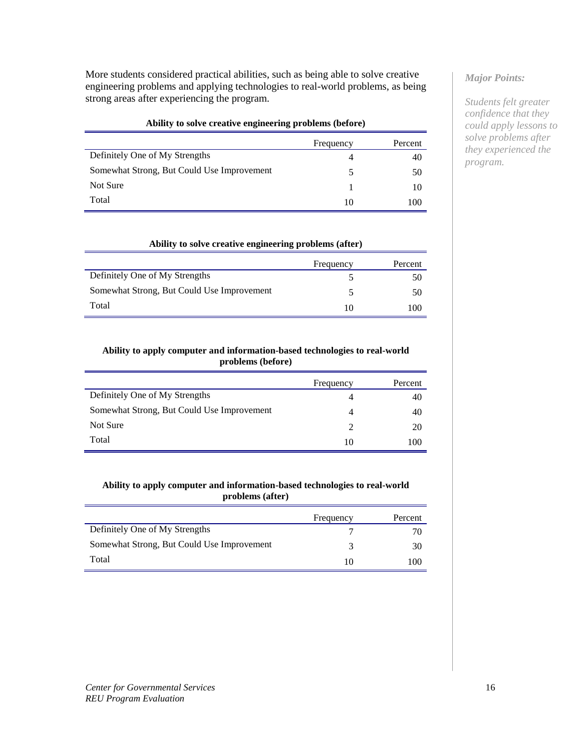More students considered practical abilities, such as being able to solve creative engineering problems and applying technologies to real-world problems, as being strong areas after experiencing the program.

*Major Points:*

*Students felt greater confidence that they could apply lessons to solve problems after they experienced the program.*

**Ability to solve creative engineering problems (before)**

| | Frequency | Percent |
|---|---|---|
| Definitely One of My Strengths | 4 | 40 |
| Somewhat Strong, But Could Use Improvement | 5 | 50 |
| Not Sure | 1 | 10 |
| Total | 10 | 100 |

**Ability to solve creative engineering problems (after)**

| | Frequency | Percent |
|---|---|---|
| Definitely One of My Strengths | 5 | 50 |
| Somewhat Strong, But Could Use Improvement | 5 | 50 |
| Total | 10 | 100 |

**Ability to apply computer and information-based technologies to real-world problems (before)**

| | Frequency | Percent |
|---|---|---|
| Definitely One of My Strengths | 4 | 40 |
| Somewhat Strong, But Could Use Improvement | 4 | 40 |
| Not Sure | 2 | 20 |
| Total | 10 | 100 |

**Ability to apply computer and information-based technologies to real-world problems (after)**

| | Frequency | Percent |
|---|---|---|
| Definitely One of My Strengths | 7 | 70 |
| Somewhat Strong, But Could Use Improvement | 3 | 30 |
| Total | 10 | 100 |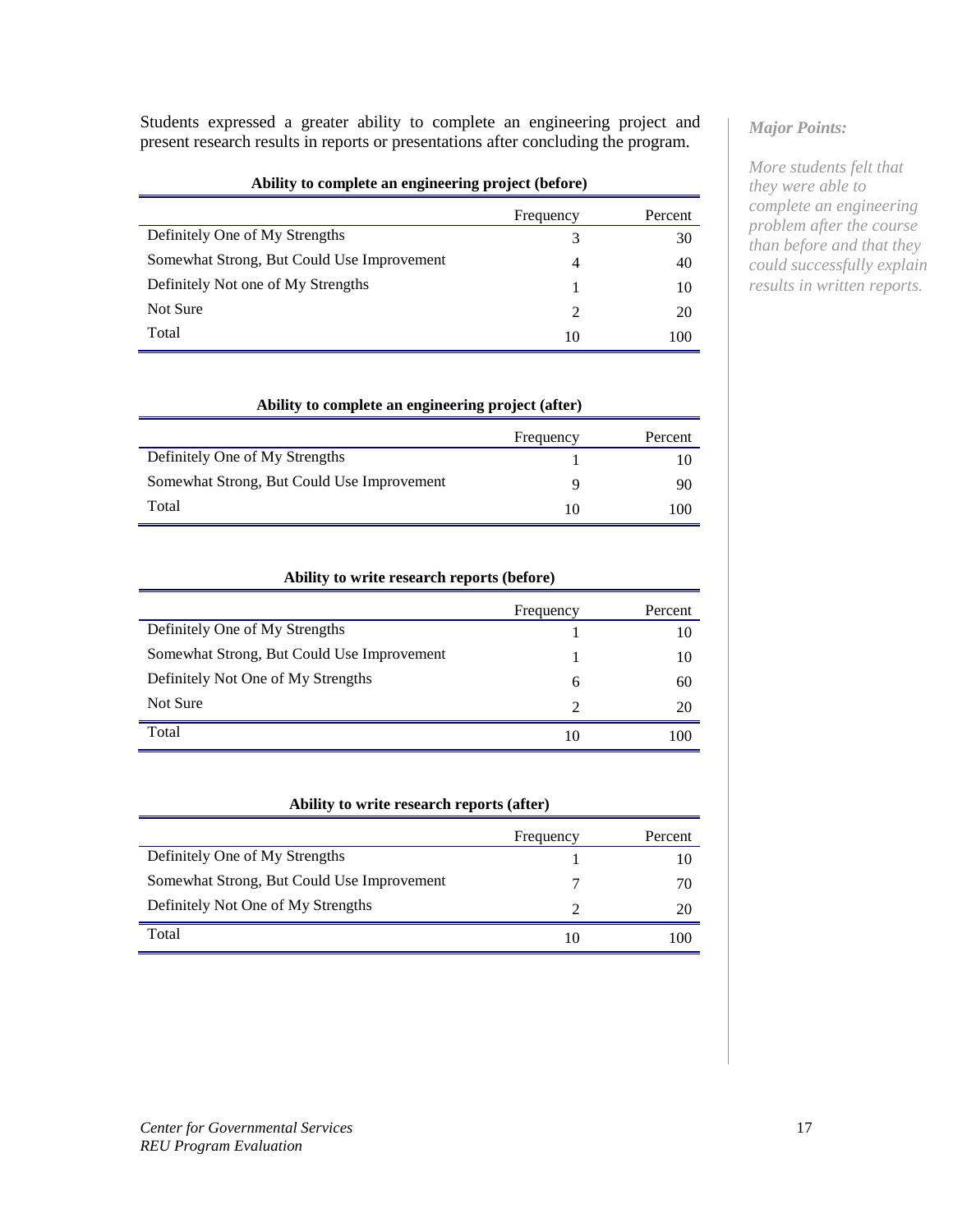Students expressed a greater ability to complete an engineering project and present research results in reports or presentations after concluding the program.

**Ability to complete an engineering project (before)**

| | Frequency | Percent |
|---|---|---|
| Definitely One of My Strengths | 3 | 30 |
| Somewhat Strong, But Could Use Improvement | 4 | 40 |
| Definitely Not one of My Strengths | 1 | 10 |
| Not Sure | 2 | 20 |
| Total | 10 | 100 |

**Ability to complete an engineering project (after)**

| | Frequency | Percent |
|---|---|---|
| Definitely One of My Strengths | 1 | 10 |
| Somewhat Strong, But Could Use Improvement | 9 | 90 |
| Total | 10 | 100 |

**Ability to write research reports (before)**

| | Frequency | Percent |
|---|---|---|
| Definitely One of My Strengths | 1 | 10 |
| Somewhat Strong, But Could Use Improvement | 1 | 10 |
| Definitely Not One of My Strengths | 6 | 60 |
| Not Sure | 2 | 20 |
| Total | 10 | 100 |

**Ability to write research reports (after)**

| | Frequency | Percent |
|---|---|---|
| Definitely One of My Strengths | 1 | 10 |
| Somewhat Strong, But Could Use Improvement | 7 | 70 |
| Definitely Not One of My Strengths | 2 | 20 |
| Total | 10 | 100 |

***Major Points:***

*More students felt that they were able to complete an engineering problem after the course than before and that they could successfully explain results in written reports.*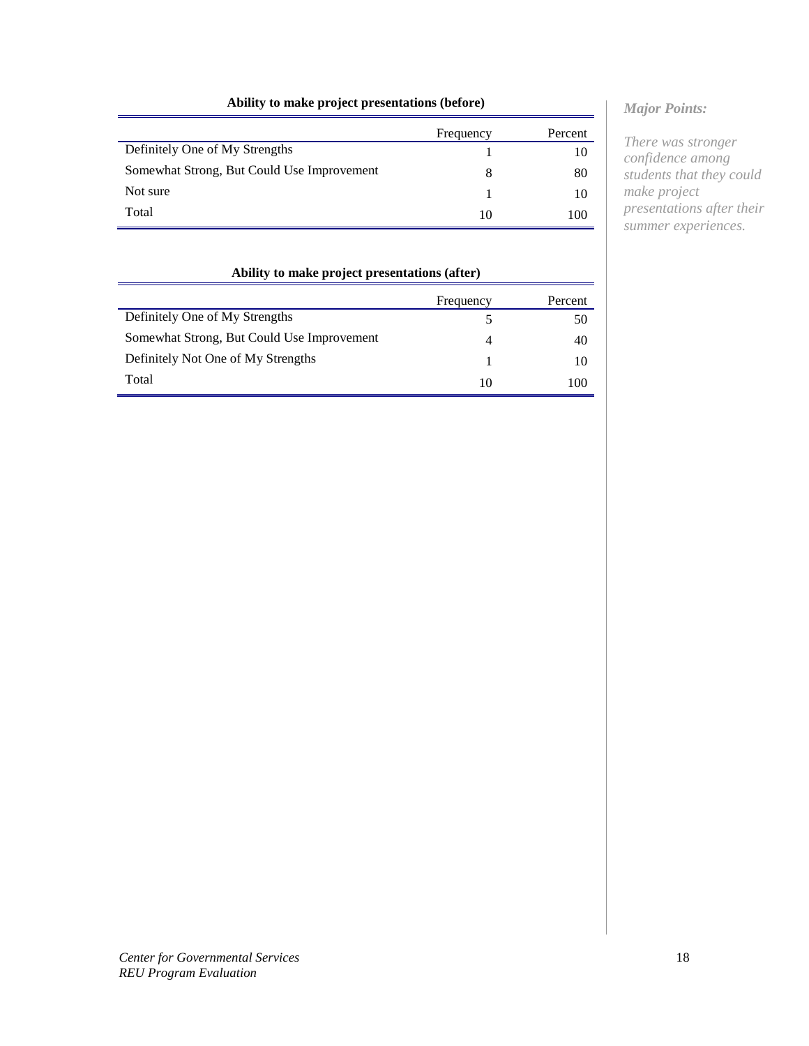**Ability to make project presentations (before)**

| | Frequency | Percent |
|---|---|---|
| Definitely One of My Strengths | 1 | 10 |
| Somewhat Strong, But Could Use Improvement | 8 | 80 |
| Not sure | 1 | 10 |
| Total | 10 | 100 |

**Ability to make project presentations (after)**

| | Frequency | Percent |
|---|---|---|
| Definitely One of My Strengths | 5 | 50 |
| Somewhat Strong, But Could Use Improvement | 4 | 40 |
| Definitely Not One of My Strengths | 1 | 10 |
| Total | 10 | 100 |

***Major Points:***

*There was stronger confidence among students that they could make project presentations after their summer experiences.*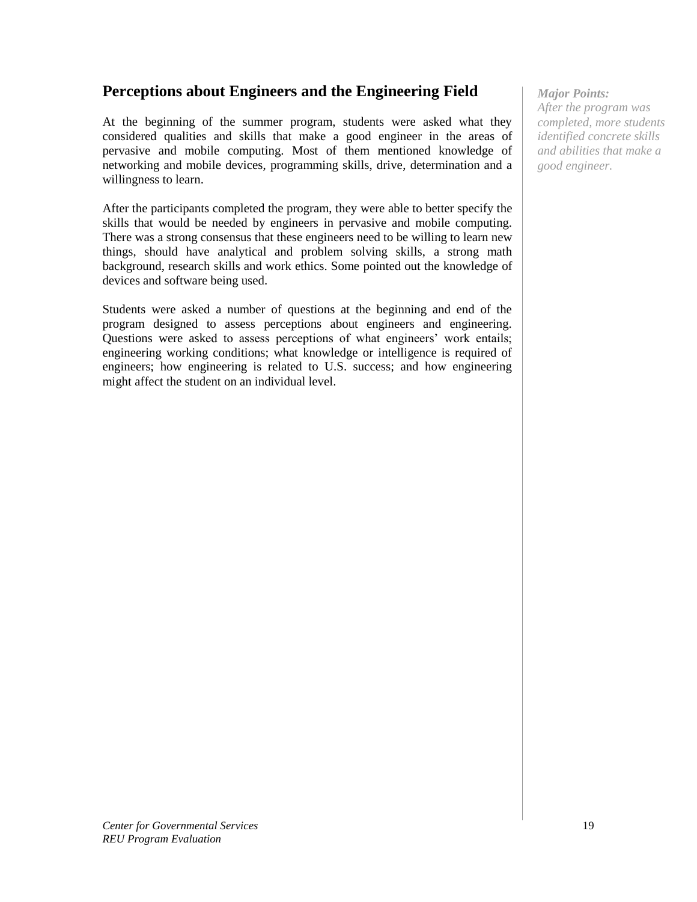## Perceptions about Engineers and the Engineering Field

*Major Points:*
*After the program was completed, more students identified concrete skills and abilities that make a good engineer.*

At the beginning of the summer program, students were asked what they considered qualities and skills that make a good engineer in the areas of pervasive and mobile computing. Most of them mentioned knowledge of networking and mobile devices, programming skills, drive, determination and a willingness to learn.

After the participants completed the program, they were able to better specify the skills that would be needed by engineers in pervasive and mobile computing. There was a strong consensus that these engineers need to be willing to learn new things, should have analytical and problem solving skills, a strong math background, research skills and work ethics. Some pointed out the knowledge of devices and software being used.

Students were asked a number of questions at the beginning and end of the program designed to assess perceptions about engineers and engineering. Questions were asked to assess perceptions of what engineers' work entails; engineering working conditions; what knowledge or intelligence is required of engineers; how engineering is related to U.S. success; and how engineering might affect the student on an individual level.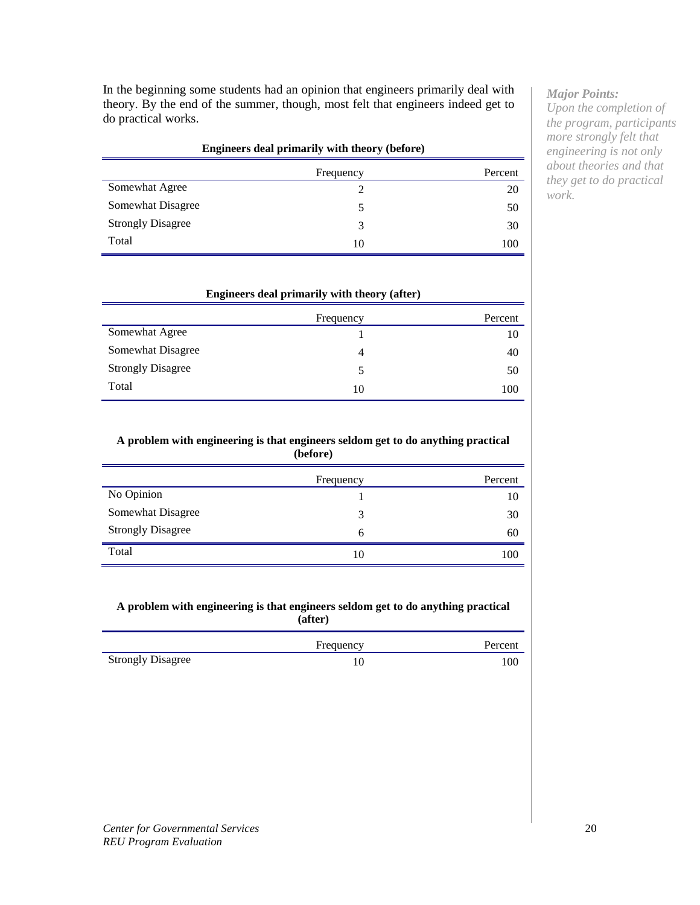In the beginning some students had an opinion that engineers primarily deal with theory. By the end of the summer, though, most felt that engineers indeed get to do practical works.

*Major Points:*
*Upon the completion of the program, participants more strongly felt that engineering is not only about theories and that they get to do practical work.*

**Engineers deal primarily with theory (before)**

| | Frequency | Percent |
|---|---|---|
| Somewhat Agree | 2 | 20 |
| Somewhat Disagree | 5 | 50 |
| Strongly Disagree | 3 | 30 |
| Total | 10 | 100 |

**Engineers deal primarily with theory (after)**

| | Frequency | Percent |
|---|---|---|
| Somewhat Agree | 1 | 10 |
| Somewhat Disagree | 4 | 40 |
| Strongly Disagree | 5 | 50 |
| Total | 10 | 100 |

**A problem with engineering is that engineers seldom get to do anything practical (before)**

| | Frequency | Percent |
|---|---|---|
| No Opinion | 1 | 10 |
| Somewhat Disagree | 3 | 30 |
| Strongly Disagree | 6 | 60 |
| Total | 10 | 100 |

**A problem with engineering is that engineers seldom get to do anything practical (after)**

| | Frequency | Percent |
|---|---|---|
| Strongly Disagree | 10 | 100 |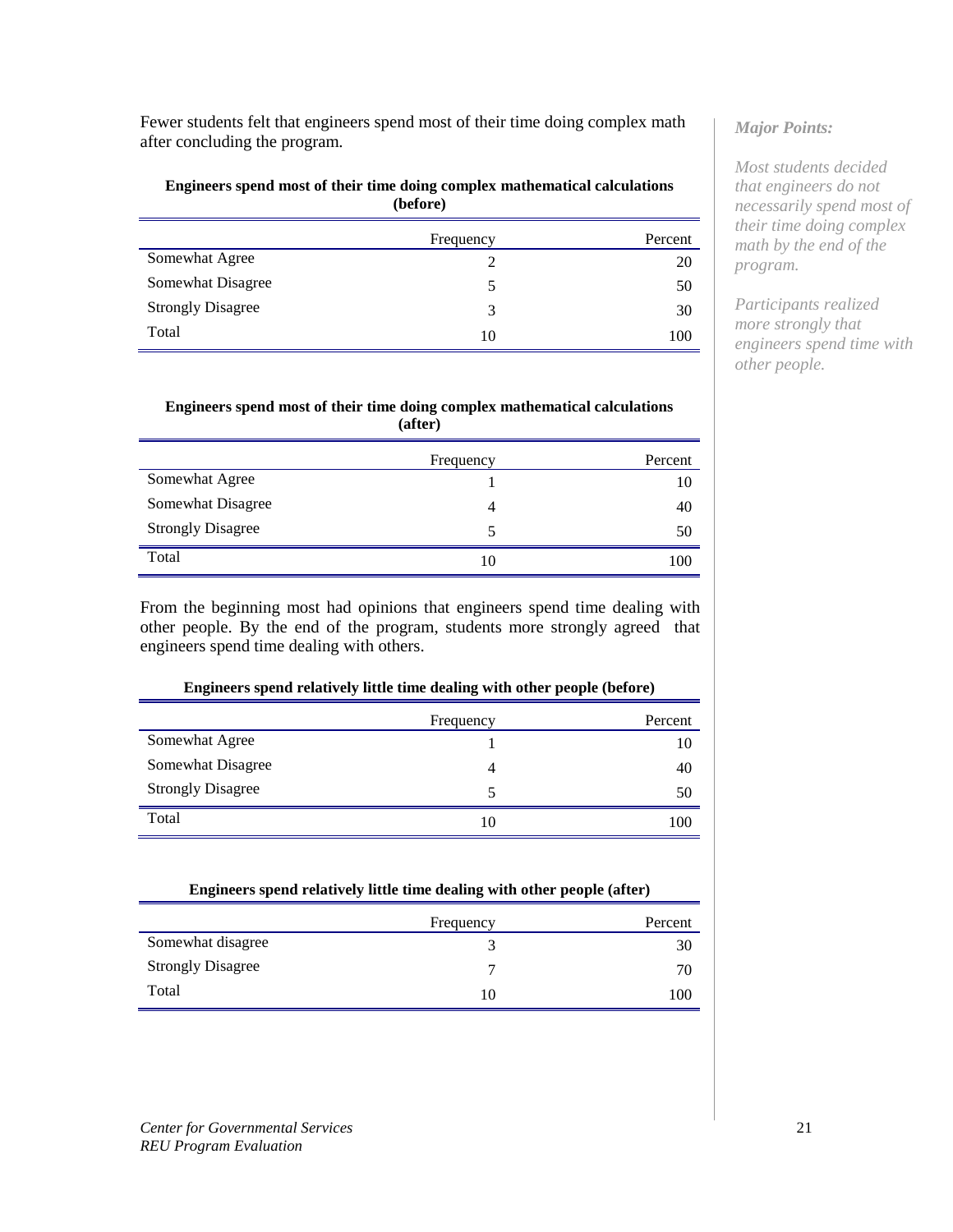Fewer students felt that engineers spend most of their time doing complex math after concluding the program.

**Engineers spend most of their time doing complex mathematical calculations (before)**

| | Frequency | Percent |
|---|---|---|
| Somewhat Agree | 2 | 20 |
| Somewhat Disagree | 5 | 50 |
| Strongly Disagree | 3 | 30 |
| Total | 10 | 100 |

**Engineers spend most of their time doing complex mathematical calculations (after)**

| | Frequency | Percent |
|---|---|---|
| Somewhat Agree | 1 | 10 |
| Somewhat Disagree | 4 | 40 |
| Strongly Disagree | 5 | 50 |
| Total | 10 | 100 |

From the beginning most had opinions that engineers spend time dealing with other people. By the end of the program, students more strongly agreed that engineers spend time dealing with others.

**Engineers spend relatively little time dealing with other people (before)**

| | Frequency | Percent |
|---|---|---|
| Somewhat Agree | 1 | 10 |
| Somewhat Disagree | 4 | 40 |
| Strongly Disagree | 5 | 50 |
| Total | 10 | 100 |

**Engineers spend relatively little time dealing with other people (after)**

| | Frequency | Percent |
|---|---|---|
| Somewhat disagree | 3 | 30 |
| Strongly Disagree | 7 | 70 |
| Total | 10 | 100 |

***Major Points:***

*Most students decided that engineers do not necessarily spend most of their time doing complex math by the end of the program.*

*Participants realized more strongly that engineers spend time with other people.*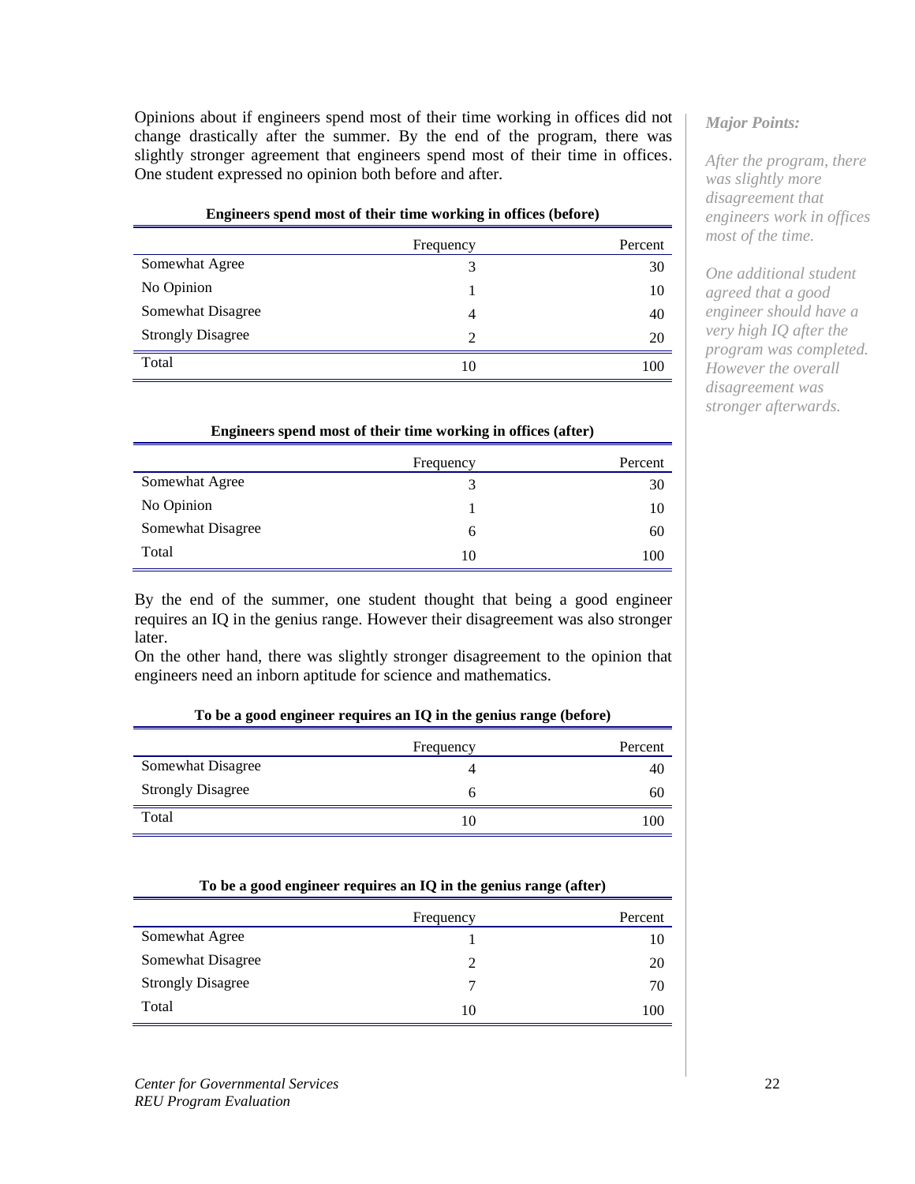Opinions about if engineers spend most of their time working in offices did not change drastically after the summer. By the end of the program, there was slightly stronger agreement that engineers spend most of their time in offices. One student expressed no opinion both before and after.

**Engineers spend most of their time working in offices (before)**

| | Frequency | Percent |
|---|---|---|
| Somewhat Agree | 3 | 30 |
| No Opinion | 1 | 10 |
| Somewhat Disagree | 4 | 40 |
| Strongly Disagree | 2 | 20 |
| Total | 10 | 100 |

**Engineers spend most of their time working in offices (after)**

| | Frequency | Percent |
|---|---|---|
| Somewhat Agree | 3 | 30 |
| No Opinion | 1 | 10 |
| Somewhat Disagree | 6 | 60 |
| Total | 10 | 100 |

By the end of the summer, one student thought that being a good engineer requires an IQ in the genius range. However their disagreement was also stronger later.

On the other hand, there was slightly stronger disagreement to the opinion that engineers need an inborn aptitude for science and mathematics.

**To be a good engineer requires an IQ in the genius range (before)**

| | Frequency | Percent |
|---|---|---|
| Somewhat Disagree | 4 | 40 |
| Strongly Disagree | 6 | 60 |
| Total | 10 | 100 |

**To be a good engineer requires an IQ in the genius range (after)**

| | Frequency | Percent |
|---|---|---|
| Somewhat Agree | 1 | 10 |
| Somewhat Disagree | 2 | 20 |
| Strongly Disagree | 7 | 70 |
| Total | 10 | 100 |

***Major Points:***

*After the program, there was slightly more disagreement that engineers work in offices most of the time.*

*One additional student agreed that a good engineer should have a very high IQ after the program was completed. However the overall disagreement was stronger afterwards.*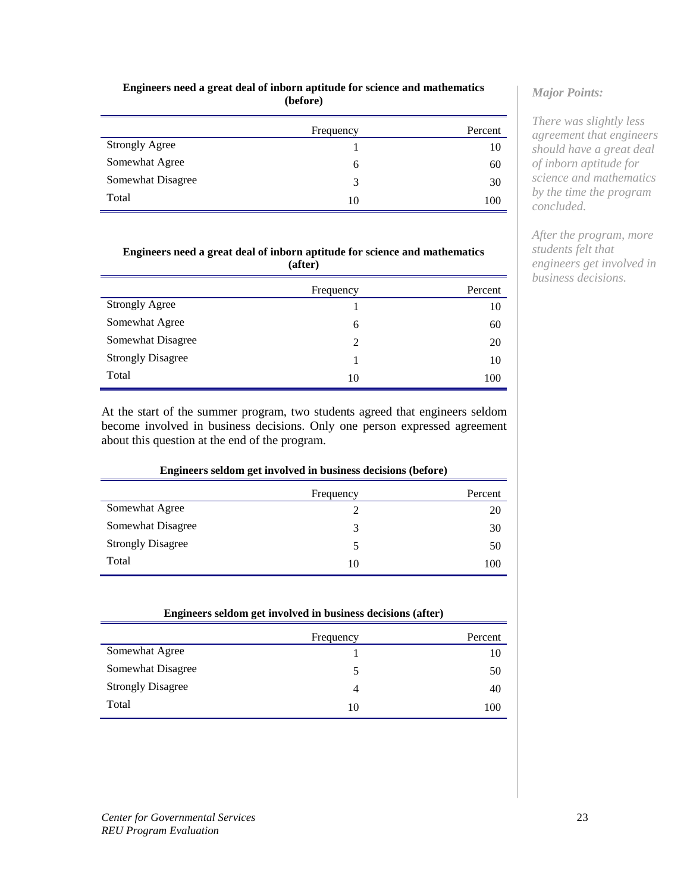**Engineers need a great deal of inborn aptitude for science and mathematics (before)**

| | Frequency | Percent |
|---|---|---|
| Strongly Agree | 1 | 10 |
| Somewhat Agree | 6 | 60 |
| Somewhat Disagree | 3 | 30 |
| Total | 10 | 100 |

**Engineers need a great deal of inborn aptitude for science and mathematics (after)**

| | Frequency | Percent |
|---|---|---|
| Strongly Agree | 1 | 10 |
| Somewhat Agree | 6 | 60 |
| Somewhat Disagree | 2 | 20 |
| Strongly Disagree | 1 | 10 |
| Total | 10 | 100 |

At the start of the summer program, two students agreed that engineers seldom become involved in business decisions. Only one person expressed agreement about this question at the end of the program.

**Engineers seldom get involved in business decisions (before)**

| | Frequency | Percent |
|---|---|---|
| Somewhat Agree | 2 | 20 |
| Somewhat Disagree | 3 | 30 |
| Strongly Disagree | 5 | 50 |
| Total | 10 | 100 |

**Engineers seldom get involved in business decisions (after)**

| | Frequency | Percent |
|---|---|---|
| Somewhat Agree | 1 | 10 |
| Somewhat Disagree | 5 | 50 |
| Strongly Disagree | 4 | 40 |
| Total | 10 | 100 |

*Major Points:*

*There was slightly less agreement that engineers should have a great deal of inborn aptitude for science and mathematics by the time the program concluded.*

*After the program, more students felt that engineers get involved in business decisions.*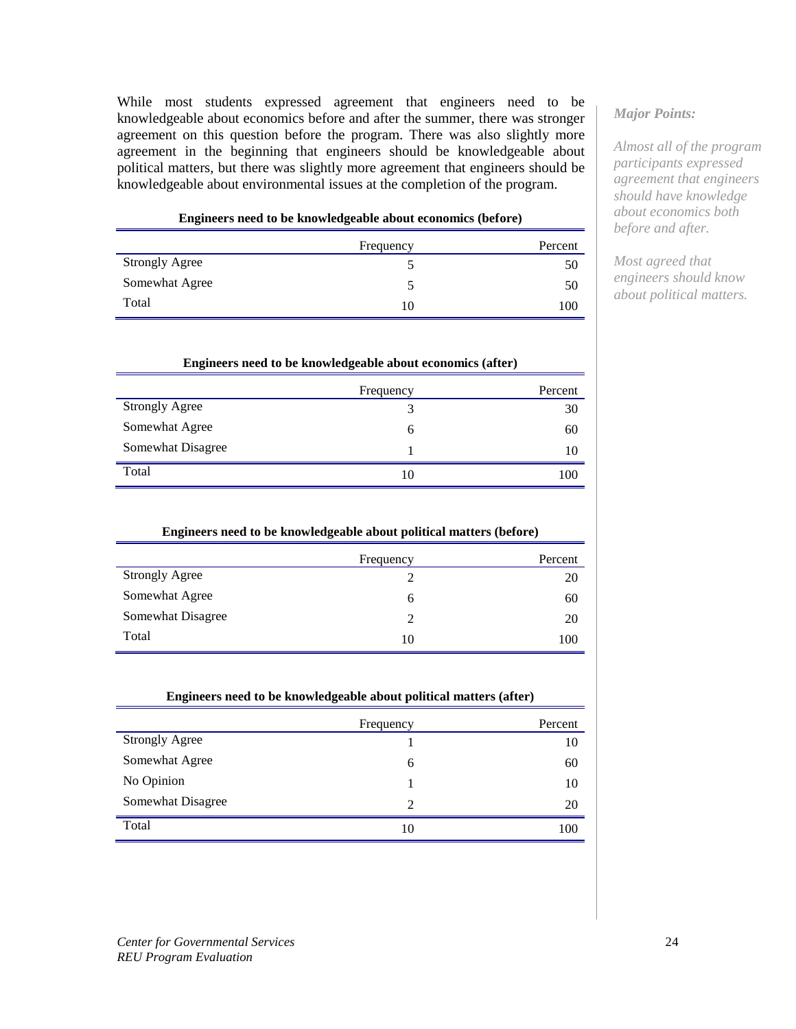While most students expressed agreement that engineers need to be knowledgeable about economics before and after the summer, there was stronger agreement on this question before the program. There was also slightly more agreement in the beginning that engineers should be knowledgeable about political matters, but there was slightly more agreement that engineers should be knowledgeable about environmental issues at the completion of the program.

*Major Points:*

*Almost all of the program participants expressed agreement that engineers should have knowledge about economics both before and after.*

*Most agreed that engineers should know about political matters.*

**Engineers need to be knowledgeable about economics (before)**

| | Frequency | Percent |
|---|---|---|
| Strongly Agree | 5 | 50 |
| Somewhat Agree | 5 | 50 |
| Total | 10 | 100 |

**Engineers need to be knowledgeable about economics (after)**

| | Frequency | Percent |
|---|---|---|
| Strongly Agree | 3 | 30 |
| Somewhat Agree | 6 | 60 |
| Somewhat Disagree | 1 | 10 |
| Total | 10 | 100 |

**Engineers need to be knowledgeable about political matters (before)**

| | Frequency | Percent |
|---|---|---|
| Strongly Agree | 2 | 20 |
| Somewhat Agree | 6 | 60 |
| Somewhat Disagree | 2 | 20 |
| Total | 10 | 100 |

**Engineers need to be knowledgeable about political matters (after)**

| | Frequency | Percent |
|---|---|---|
| Strongly Agree | 1 | 10 |
| Somewhat Agree | 6 | 60 |
| No Opinion | 1 | 10 |
| Somewhat Disagree | 2 | 20 |
| Total | 10 | 100 |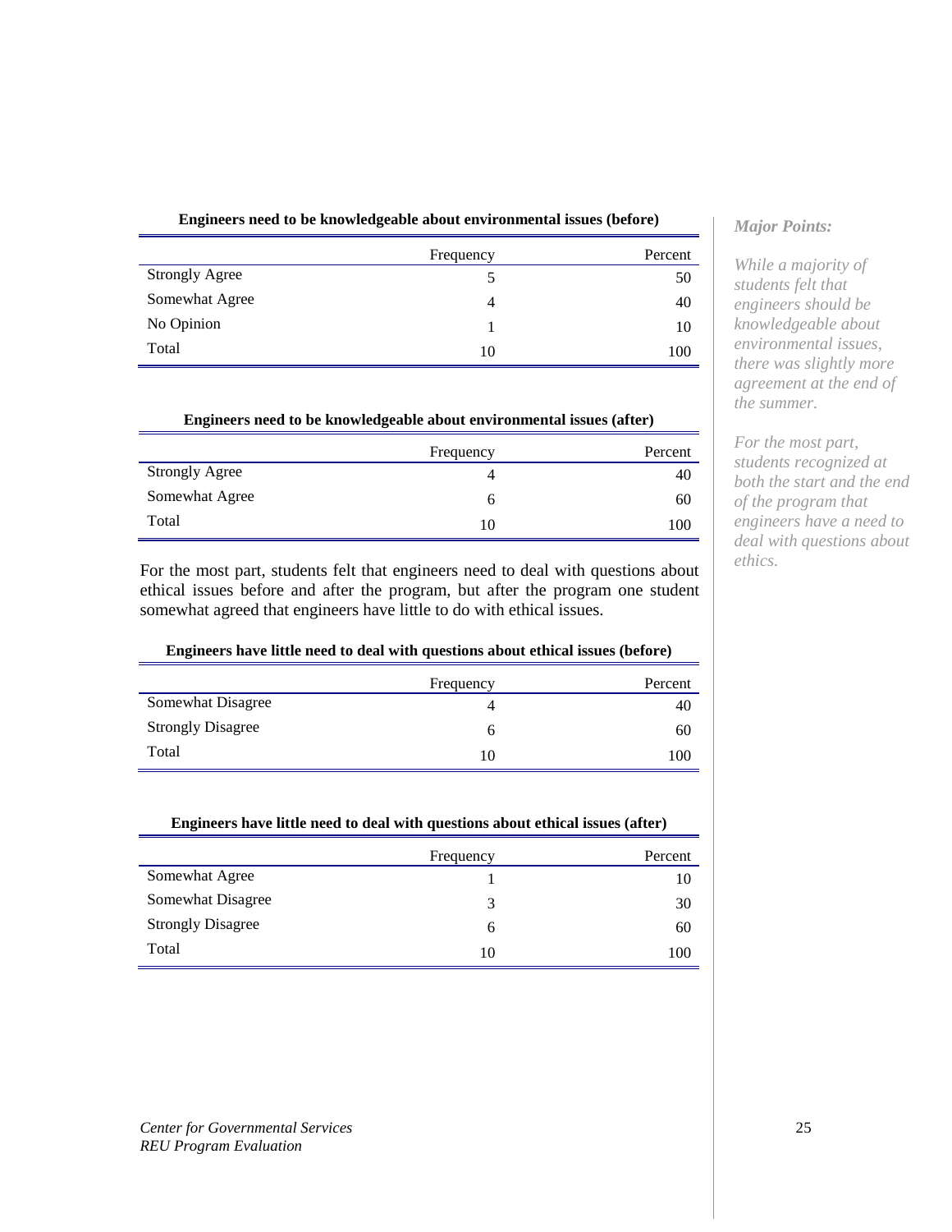**Engineers need to be knowledgeable about environmental issues (before)**

| | Frequency | Percent |
|---|---|---|
| Strongly Agree | 5 | 50 |
| Somewhat Agree | 4 | 40 |
| No Opinion | 1 | 10 |
| Total | 10 | 100 |

**Engineers need to be knowledgeable about environmental issues (after)**

| | Frequency | Percent |
|---|---|---|
| Strongly Agree | 4 | 40 |
| Somewhat Agree | 6 | 60 |
| Total | 10 | 100 |

For the most part, students felt that engineers need to deal with questions about ethical issues before and after the program, but after the program one student somewhat agreed that engineers have little to do with ethical issues.

**Engineers have little need to deal with questions about ethical issues (before)**

| | Frequency | Percent |
|---|---|---|
| Somewhat Disagree | 4 | 40 |
| Strongly Disagree | 6 | 60 |
| Total | 10 | 100 |

**Engineers have little need to deal with questions about ethical issues (after)**

| | Frequency | Percent |
|---|---|---|
| Somewhat Agree | 1 | 10 |
| Somewhat Disagree | 3 | 30 |
| Strongly Disagree | 6 | 60 |
| Total | 10 | 100 |

*Major Points:*

*While a majority of students felt that engineers should be knowledgeable about environmental issues, there was slightly more agreement at the end of the summer.*

*For the most part, students recognized at both the start and the end of the program that engineers have a need to deal with questions about ethics.*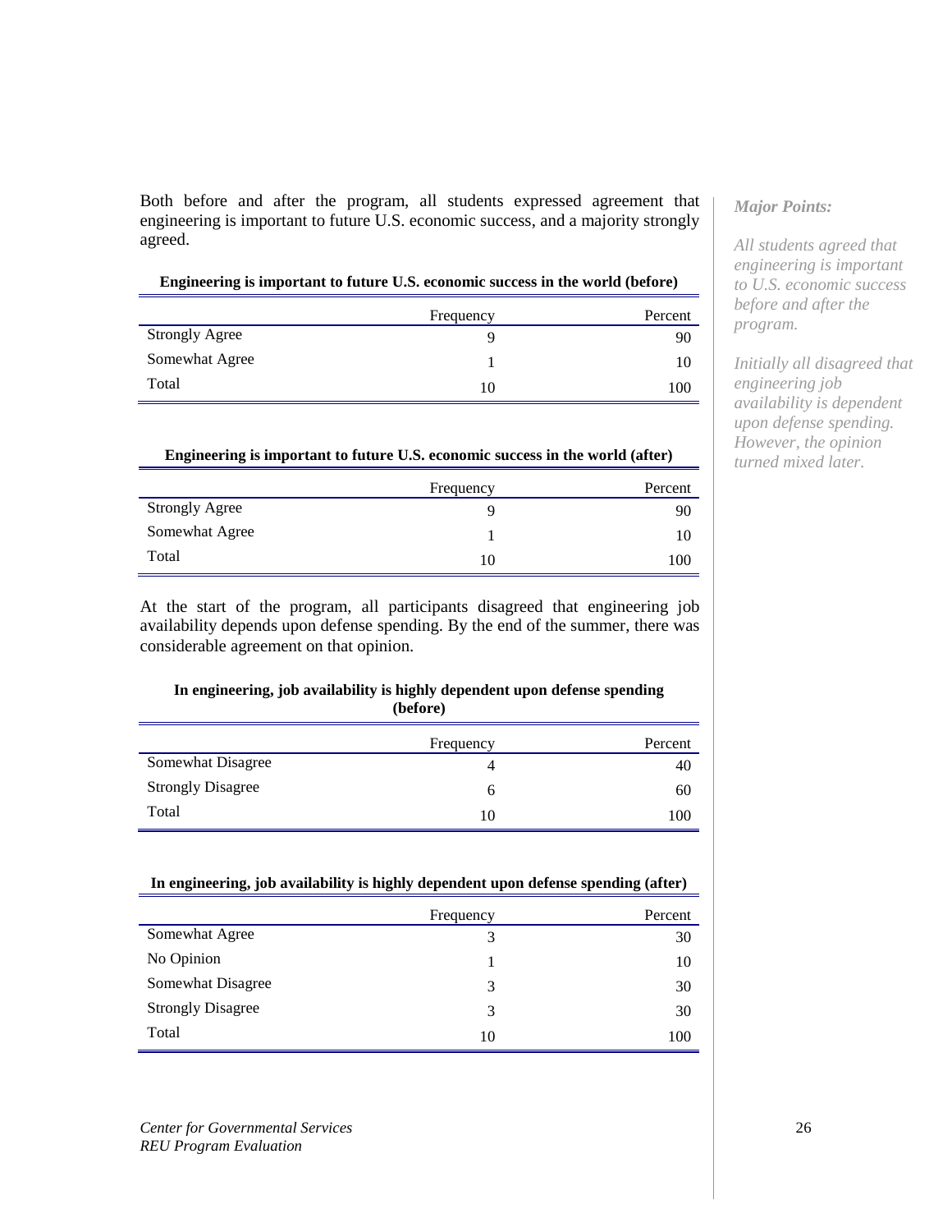Both before and after the program, all students expressed agreement that engineering is important to future U.S. economic success, and a majority strongly agreed.

**Engineering is important to future U.S. economic success in the world (before)**

| | Frequency | Percent |
|---|---|---|
| Strongly Agree | 9 | 90 |
| Somewhat Agree | 1 | 10 |
| Total | 10 | 100 |

**Engineering is important to future U.S. economic success in the world (after)**

| | Frequency | Percent |
|---|---|---|
| Strongly Agree | 9 | 90 |
| Somewhat Agree | 1 | 10 |
| Total | 10 | 100 |

At the start of the program, all participants disagreed that engineering job availability depends upon defense spending. By the end of the summer, there was considerable agreement on that opinion.

**In engineering, job availability is highly dependent upon defense spending (before)**

| | Frequency | Percent |
|---|---|---|
| Somewhat Disagree | 4 | 40 |
| Strongly Disagree | 6 | 60 |
| Total | 10 | 100 |

**In engineering, job availability is highly dependent upon defense spending (after)**

| | Frequency | Percent |
|---|---|---|
| Somewhat Agree | 3 | 30 |
| No Opinion | 1 | 10 |
| Somewhat Disagree | 3 | 30 |
| Strongly Disagree | 3 | 30 |
| Total | 10 | 100 |

***Major Points:***

*All students agreed that engineering is important to U.S. economic success before and after the program.*

*Initially all disagreed that engineering job availability is dependent upon defense spending. However, the opinion turned mixed later.*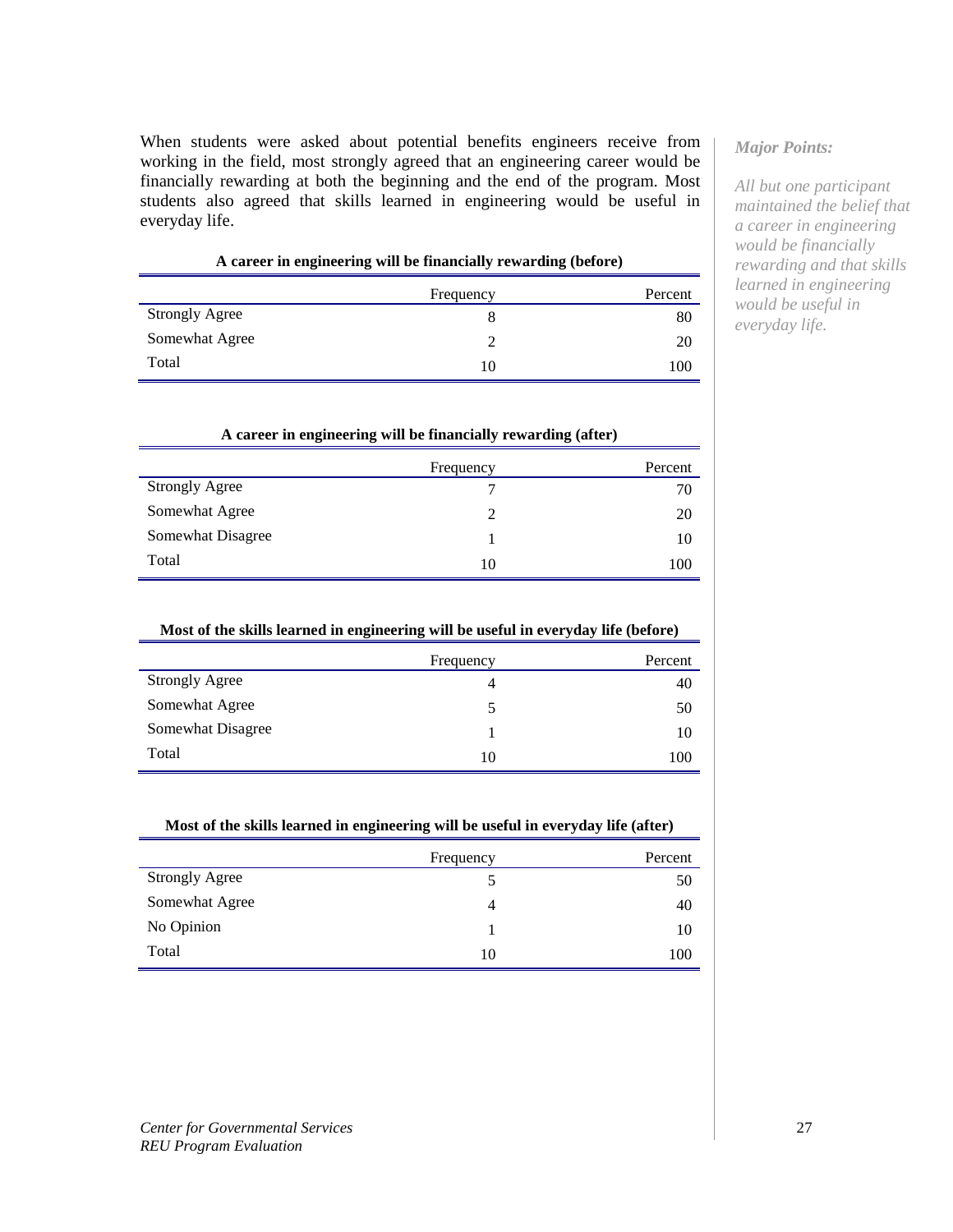When students were asked about potential benefits engineers receive from working in the field, most strongly agreed that an engineering career would be financially rewarding at both the beginning and the end of the program. Most students also agreed that skills learned in engineering would be useful in everyday life.

*Major Points:*

*All but one participant maintained the belief that a career in engineering would be financially rewarding and that skills learned in engineering would be useful in everyday life.*

**A career in engineering will be financially rewarding (before)**

| | Frequency | Percent |
|---|---|---|
| Strongly Agree | 8 | 80 |
| Somewhat Agree | 2 | 20 |
| Total | 10 | 100 |

**A career in engineering will be financially rewarding (after)**

| | Frequency | Percent |
|---|---|---|
| Strongly Agree | 7 | 70 |
| Somewhat Agree | 2 | 20 |
| Somewhat Disagree | 1 | 10 |
| Total | 10 | 100 |

**Most of the skills learned in engineering will be useful in everyday life (before)**

| | Frequency | Percent |
|---|---|---|
| Strongly Agree | 4 | 40 |
| Somewhat Agree | 5 | 50 |
| Somewhat Disagree | 1 | 10 |
| Total | 10 | 100 |

**Most of the skills learned in engineering will be useful in everyday life (after)**

| | Frequency | Percent |
|---|---|---|
| Strongly Agree | 5 | 50 |
| Somewhat Agree | 4 | 40 |
| No Opinion | 1 | 10 |
| Total | 10 | 100 |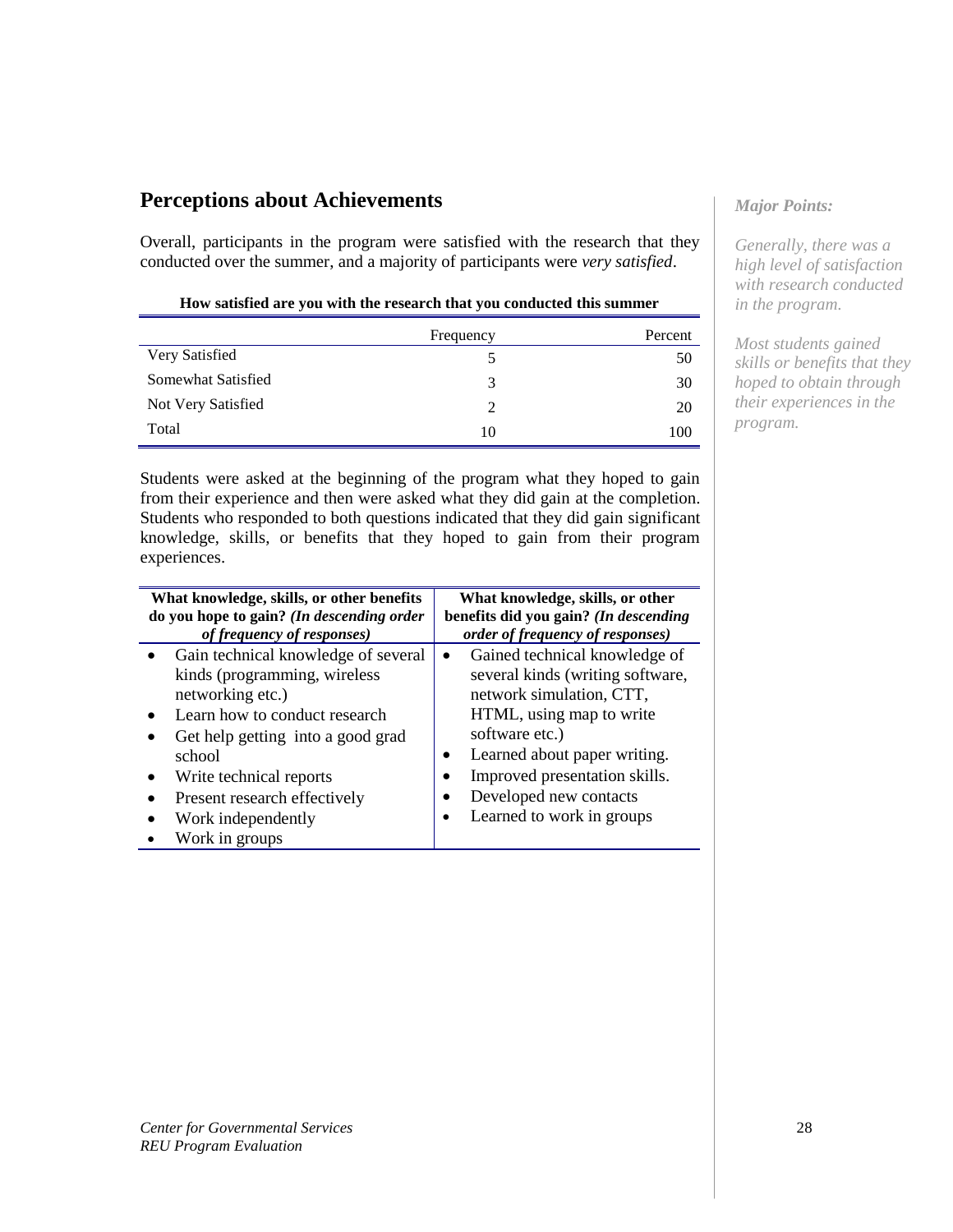## Perceptions about Achievements

Overall, participants in the program were satisfied with the research that they conducted over the summer, and a majority of participants were *very satisfied*.

**How satisfied are you with the research that you conducted this summer**

| | Frequency | Percent |
|---|---|---|
| Very Satisfied | 5 | 50 |
| Somewhat Satisfied | 3 | 30 |
| Not Very Satisfied | 2 | 20 |
| Total | 10 | 100 |

Students were asked at the beginning of the program what they hoped to gain from their experience and then were asked what they did gain at the completion. Students who responded to both questions indicated that they did gain significant knowledge, skills, or benefits that they hoped to gain from their program experiences.

| What knowledge, skills, or other benefits do you hope to gain? *(In descending order of frequency of responses)* | What knowledge, skills, or other benefits did you gain? *(In descending order of frequency of responses)* |
|---|---|
| • Gain technical knowledge of several kinds (programming, wireless networking etc.)<br>• Learn how to conduct research<br>• Get help getting into a good grad school<br>• Write technical reports<br>• Present research effectively<br>• Work independently<br>• Work in groups | • Gained technical knowledge of several kinds (writing software, network simulation, CTT, HTML, using map to write software etc.)<br>• Learned about paper writing.<br>• Improved presentation skills.<br>• Developed new contacts<br>• Learned to work in groups |

***Major Points:***

*Generally, there was a high level of satisfaction with research conducted in the program.*

*Most students gained skills or benefits that they hoped to obtain through their experiences in the program.*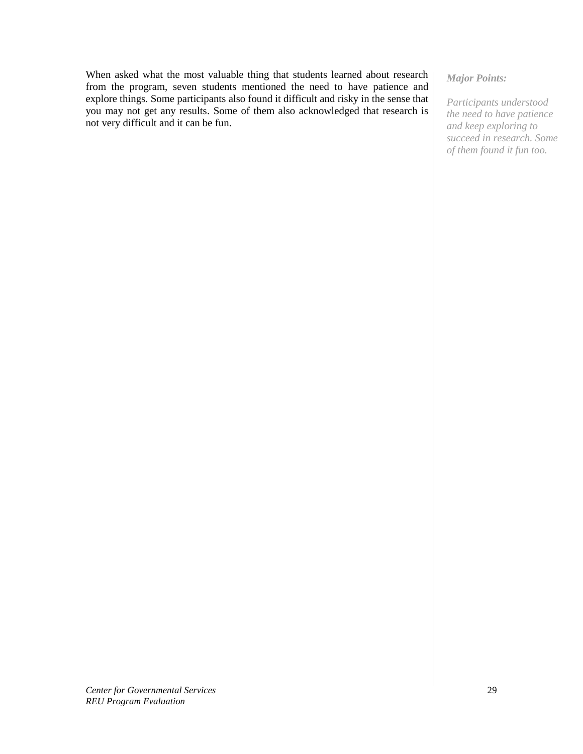When asked what the most valuable thing that students learned about research from the program, seven students mentioned the need to have patience and explore things. Some participants also found it difficult and risky in the sense that you may not get any results. Some of them also acknowledged that research is not very difficult and it can be fun.

***Major Points:***

*Participants understood the need to have patience and keep exploring to succeed in research. Some of them found it fun too.*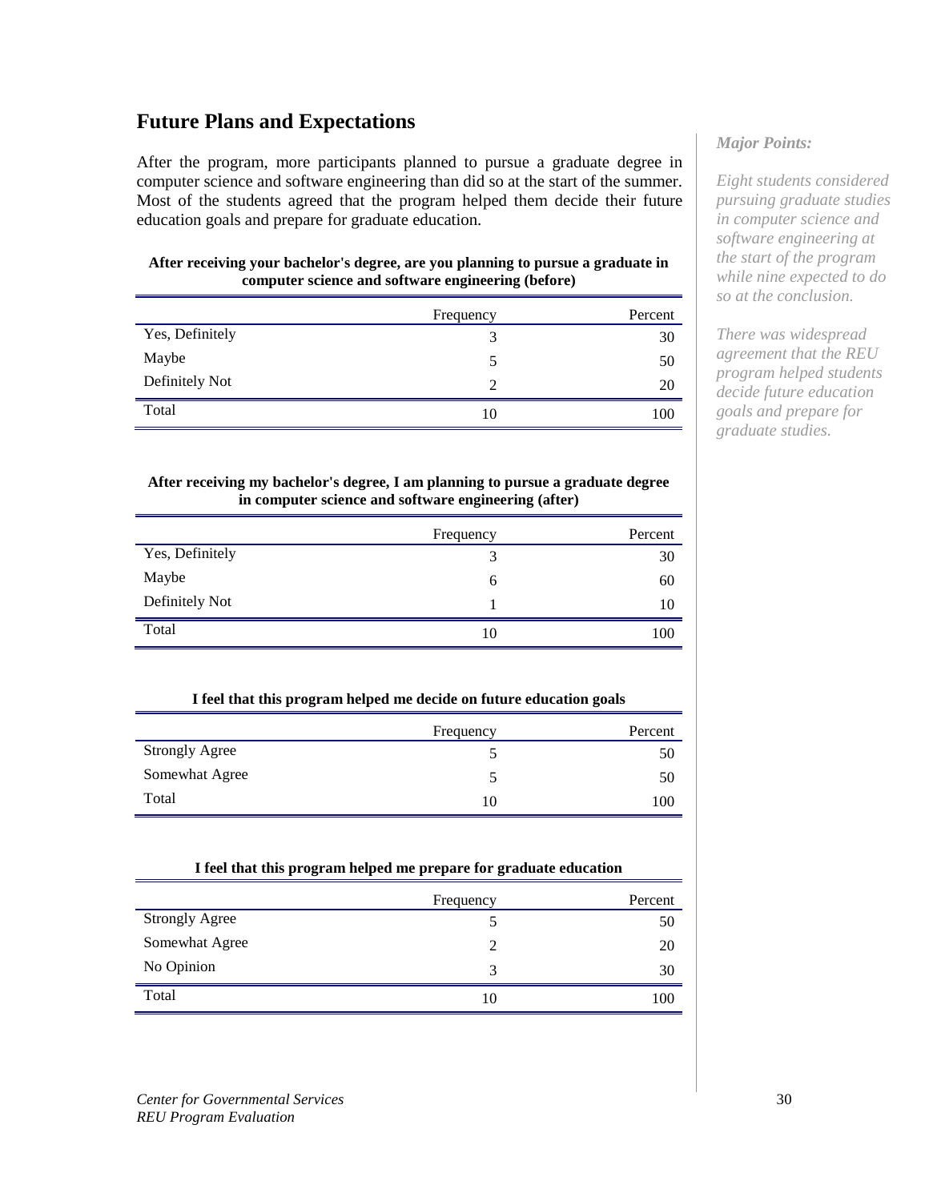## Future Plans and Expectations

After the program, more participants planned to pursue a graduate degree in computer science and software engineering than did so at the start of the summer. Most of the students agreed that the program helped them decide their future education goals and prepare for graduate education.

**After receiving your bachelor's degree, are you planning to pursue a graduate in computer science and software engineering (before)**

| | Frequency | Percent |
|---|---|---|
| Yes, Definitely | 3 | 30 |
| Maybe | 5 | 50 |
| Definitely Not | 2 | 20 |
| Total | 10 | 100 |

**After receiving my bachelor's degree, I am planning to pursue a graduate degree in computer science and software engineering (after)**

| | Frequency | Percent |
|---|---|---|
| Yes, Definitely | 3 | 30 |
| Maybe | 6 | 60 |
| Definitely Not | 1 | 10 |
| Total | 10 | 100 |

**I feel that this program helped me decide on future education goals**

| | Frequency | Percent |
|---|---|---|
| Strongly Agree | 5 | 50 |
| Somewhat Agree | 5 | 50 |
| Total | 10 | 100 |

**I feel that this program helped me prepare for graduate education**

| | Frequency | Percent |
|---|---|---|
| Strongly Agree | 5 | 50 |
| Somewhat Agree | 2 | 20 |
| No Opinion | 3 | 30 |
| Total | 10 | 100 |

*Major Points:*

*Eight students considered pursuing graduate studies in computer science and software engineering at the start of the program while nine expected to do so at the conclusion.*

*There was widespread agreement that the REU program helped students decide future education goals and prepare for graduate studies.*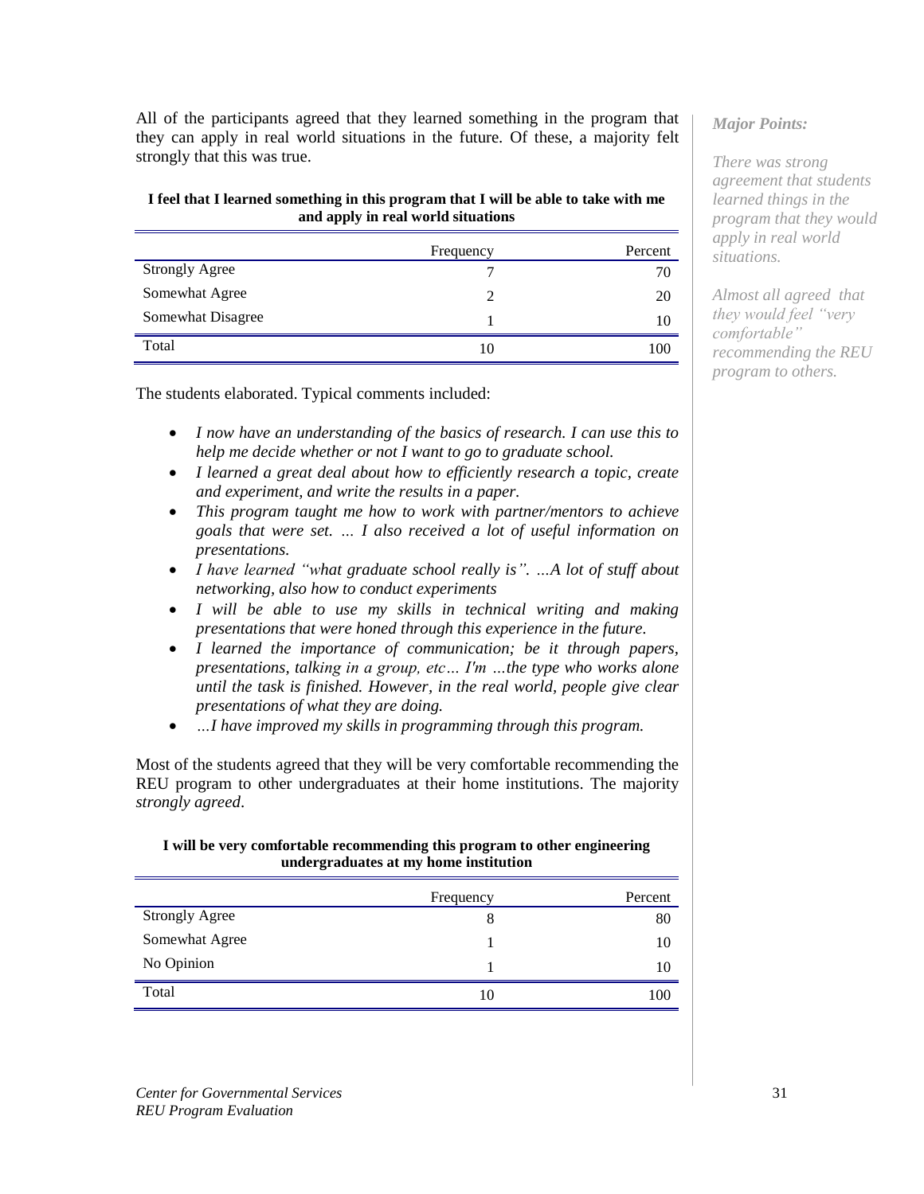All of the participants agreed that they learned something in the program that they can apply in real world situations in the future. Of these, a majority felt strongly that this was true.

*Major Points:*

*There was strong agreement that students learned things in the program that they would apply in real world situations.*

*Almost all agreed that they would feel "very comfortable" recommending the REU program to others.*

**I feel that I learned something in this program that I will be able to take with me and apply in real world situations**

| | Frequency | Percent |
|---|---|---|
| Strongly Agree | 7 | 70 |
| Somewhat Agree | 2 | 20 |
| Somewhat Disagree | 1 | 10 |
| Total | 10 | 100 |

The students elaborated. Typical comments included:

- *I now have an understanding of the basics of research. I can use this to help me decide whether or not I want to go to graduate school.*
- *I learned a great deal about how to efficiently research a topic, create and experiment, and write the results in a paper.*
- *This program taught me how to work with partner/mentors to achieve goals that were set. … I also received a lot of useful information on presentations.*
- *I have learned "what graduate school really is". …A lot of stuff about networking, also how to conduct experiments*
- *I will be able to use my skills in technical writing and making presentations that were honed through this experience in the future.*
- *I learned the importance of communication; be it through papers, presentations, talking in a group, etc… I'm …the type who works alone until the task is finished. However, in the real world, people give clear presentations of what they are doing.*
- *…I have improved my skills in programming through this program.*

Most of the students agreed that they will be very comfortable recommending the REU program to other undergraduates at their home institutions. The majority *strongly agreed*.

**I will be very comfortable recommending this program to other engineering undergraduates at my home institution**

| | Frequency | Percent |
|---|---|---|
| Strongly Agree | 8 | 80 |
| Somewhat Agree | 1 | 10 |
| No Opinion | 1 | 10 |
| Total | 10 | 100 |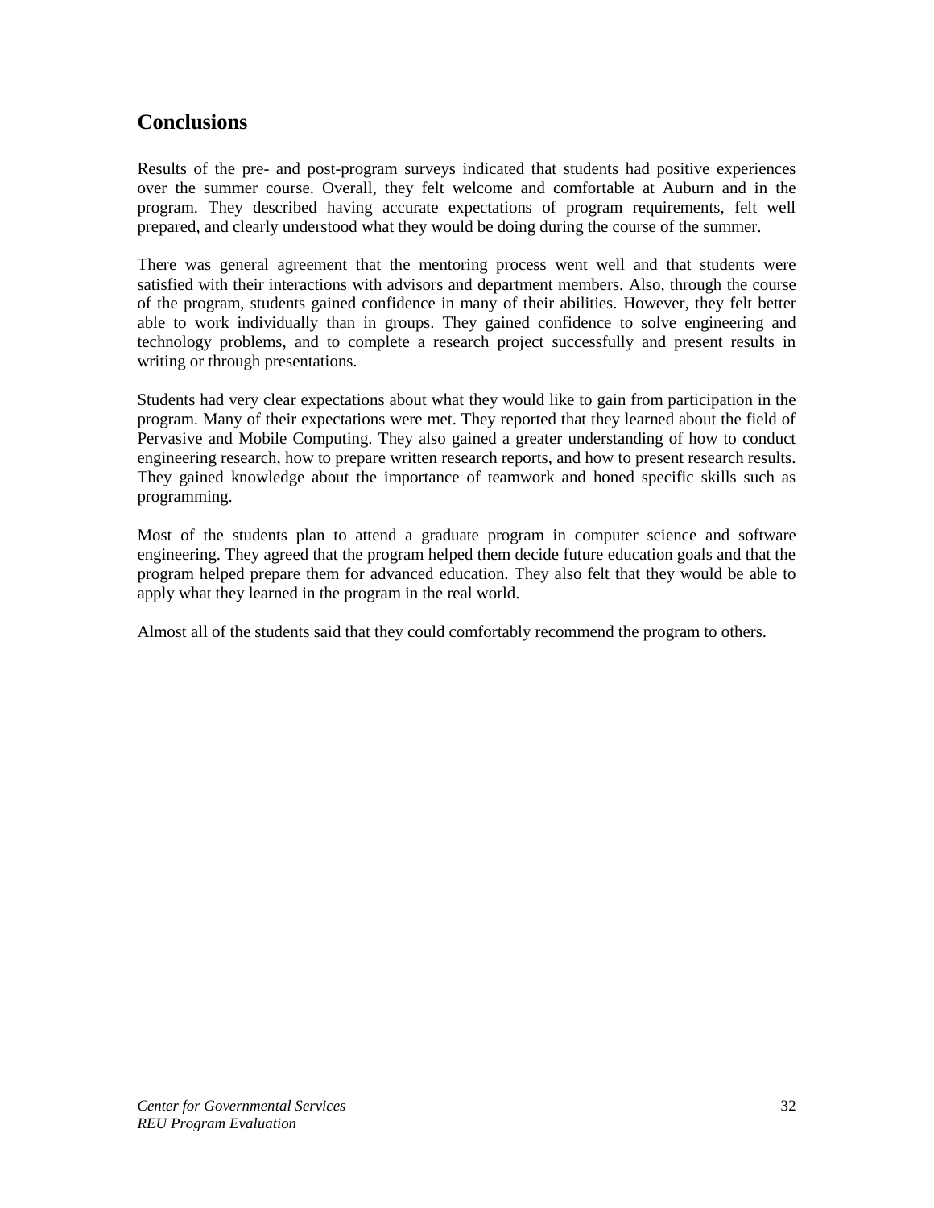## Conclusions

Results of the pre- and post-program surveys indicated that students had positive experiences over the summer course. Overall, they felt welcome and comfortable at Auburn and in the program. They described having accurate expectations of program requirements, felt well prepared, and clearly understood what they would be doing during the course of the summer.

There was general agreement that the mentoring process went well and that students were satisfied with their interactions with advisors and department members. Also, through the course of the program, students gained confidence in many of their abilities. However, they felt better able to work individually than in groups. They gained confidence to solve engineering and technology problems, and to complete a research project successfully and present results in writing or through presentations.

Students had very clear expectations about what they would like to gain from participation in the program. Many of their expectations were met. They reported that they learned about the field of Pervasive and Mobile Computing. They also gained a greater understanding of how to conduct engineering research, how to prepare written research reports, and how to present research results. They gained knowledge about the importance of teamwork and honed specific skills such as programming.

Most of the students plan to attend a graduate program in computer science and software engineering. They agreed that the program helped them decide future education goals and that the program helped prepare them for advanced education. They also felt that they would be able to apply what they learned in the program in the real world.

Almost all of the students said that they could comfortably recommend the program to others.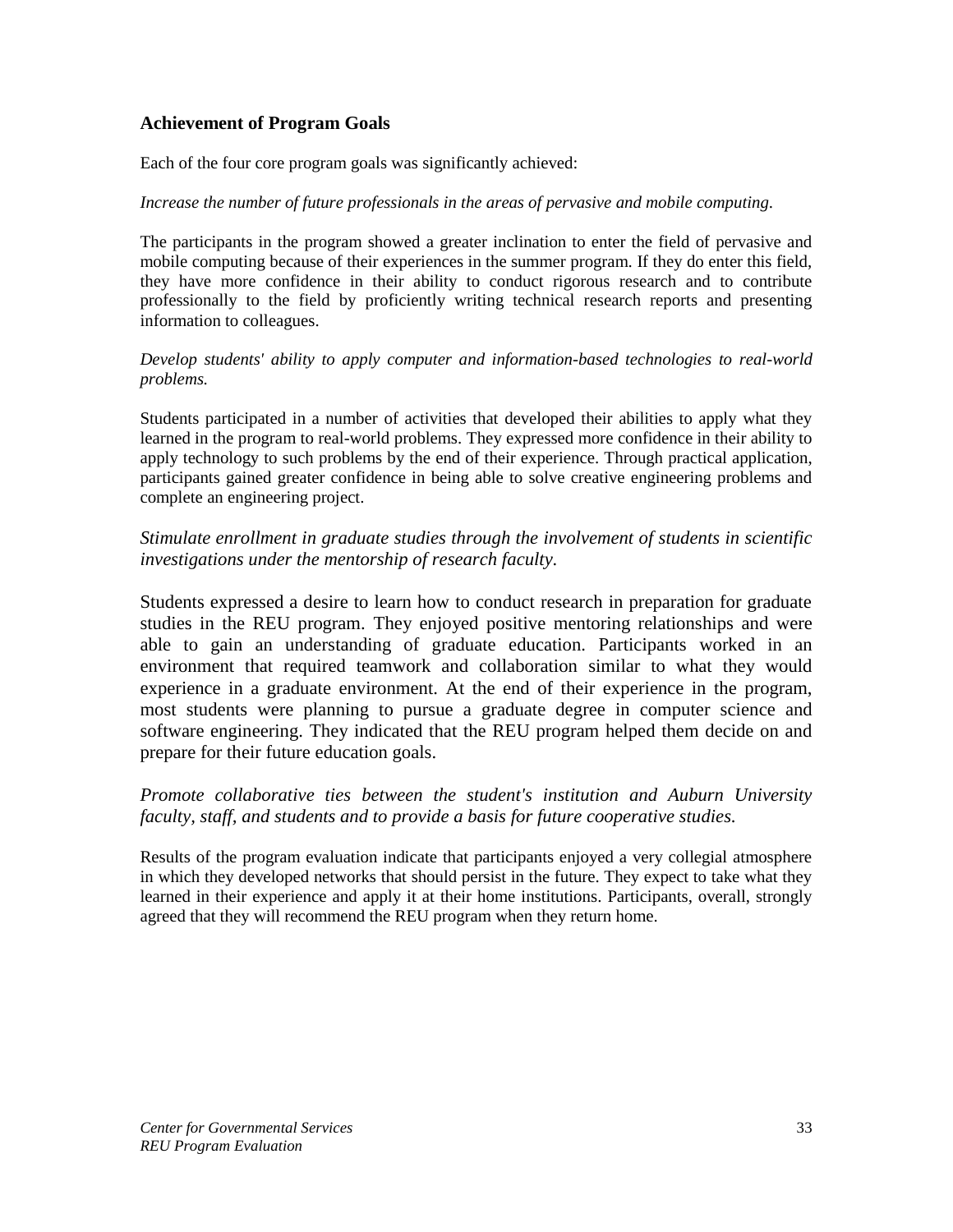### Achievement of Program Goals

Each of the four core program goals was significantly achieved:

*Increase the number of future professionals in the areas of pervasive and mobile computing.*

The participants in the program showed a greater inclination to enter the field of pervasive and mobile computing because of their experiences in the summer program. If they do enter this field, they have more confidence in their ability to conduct rigorous research and to contribute professionally to the field by proficiently writing technical research reports and presenting information to colleagues.

*Develop students' ability to apply computer and information-based technologies to real-world problems.*

Students participated in a number of activities that developed their abilities to apply what they learned in the program to real-world problems. They expressed more confidence in their ability to apply technology to such problems by the end of their experience. Through practical application, participants gained greater confidence in being able to solve creative engineering problems and complete an engineering project.

*Stimulate enrollment in graduate studies through the involvement of students in scientific investigations under the mentorship of research faculty.*

Students expressed a desire to learn how to conduct research in preparation for graduate studies in the REU program. They enjoyed positive mentoring relationships and were able to gain an understanding of graduate education. Participants worked in an environment that required teamwork and collaboration similar to what they would experience in a graduate environment. At the end of their experience in the program, most students were planning to pursue a graduate degree in computer science and software engineering. They indicated that the REU program helped them decide on and prepare for their future education goals.

*Promote collaborative ties between the student's institution and Auburn University faculty, staff, and students and to provide a basis for future cooperative studies.*

Results of the program evaluation indicate that participants enjoyed a very collegial atmosphere in which they developed networks that should persist in the future. They expect to take what they learned in their experience and apply it at their home institutions. Participants, overall, strongly agreed that they will recommend the REU program when they return home.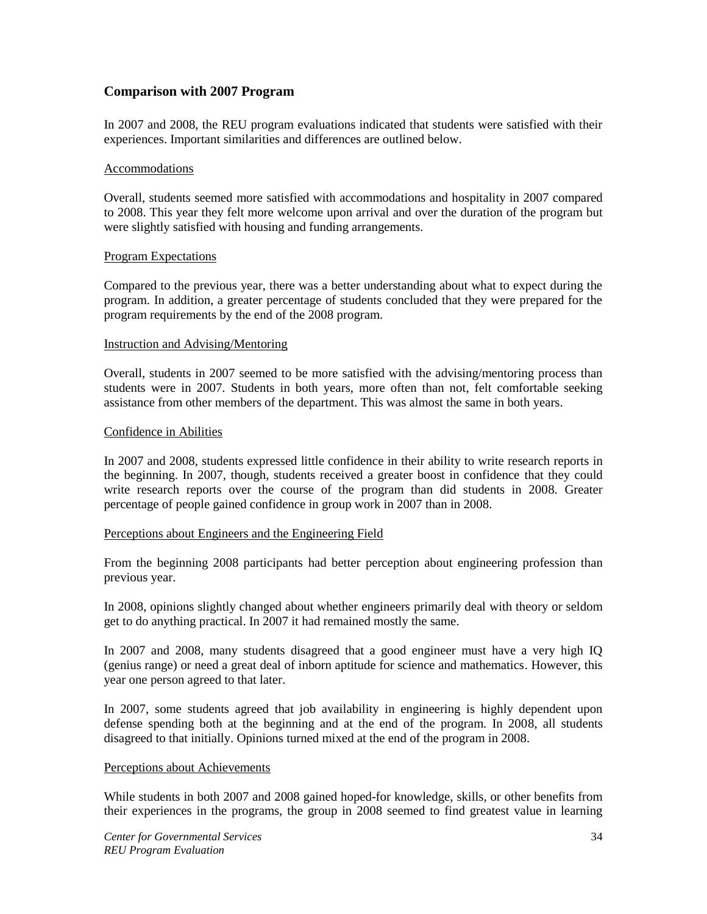## Comparison with 2007 Program

In 2007 and 2008, the REU program evaluations indicated that students were satisfied with their experiences. Important similarities and differences are outlined below.

Accommodations

Overall, students seemed more satisfied with accommodations and hospitality in 2007 compared to 2008. This year they felt more welcome upon arrival and over the duration of the program but were slightly satisfied with housing and funding arrangements.

Program Expectations

Compared to the previous year, there was a better understanding about what to expect during the program. In addition, a greater percentage of students concluded that they were prepared for the program requirements by the end of the 2008 program.

Instruction and Advising/Mentoring

Overall, students in 2007 seemed to be more satisfied with the advising/mentoring process than students were in 2007. Students in both years, more often than not, felt comfortable seeking assistance from other members of the department. This was almost the same in both years.

Confidence in Abilities

In 2007 and 2008, students expressed little confidence in their ability to write research reports in the beginning. In 2007, though, students received a greater boost in confidence that they could write research reports over the course of the program than did students in 2008. Greater percentage of people gained confidence in group work in 2007 than in 2008.

Perceptions about Engineers and the Engineering Field

From the beginning 2008 participants had better perception about engineering profession than previous year.

In 2008, opinions slightly changed about whether engineers primarily deal with theory or seldom get to do anything practical. In 2007 it had remained mostly the same.

In 2007 and 2008, many students disagreed that a good engineer must have a very high IQ (genius range) or need a great deal of inborn aptitude for science and mathematics. However, this year one person agreed to that later.

In 2007, some students agreed that job availability in engineering is highly dependent upon defense spending both at the beginning and at the end of the program. In 2008, all students disagreed to that initially. Opinions turned mixed at the end of the program in 2008.

Perceptions about Achievements

While students in both 2007 and 2008 gained hoped-for knowledge, skills, or other benefits from their experiences in the programs, the group in 2008 seemed to find greatest value in learning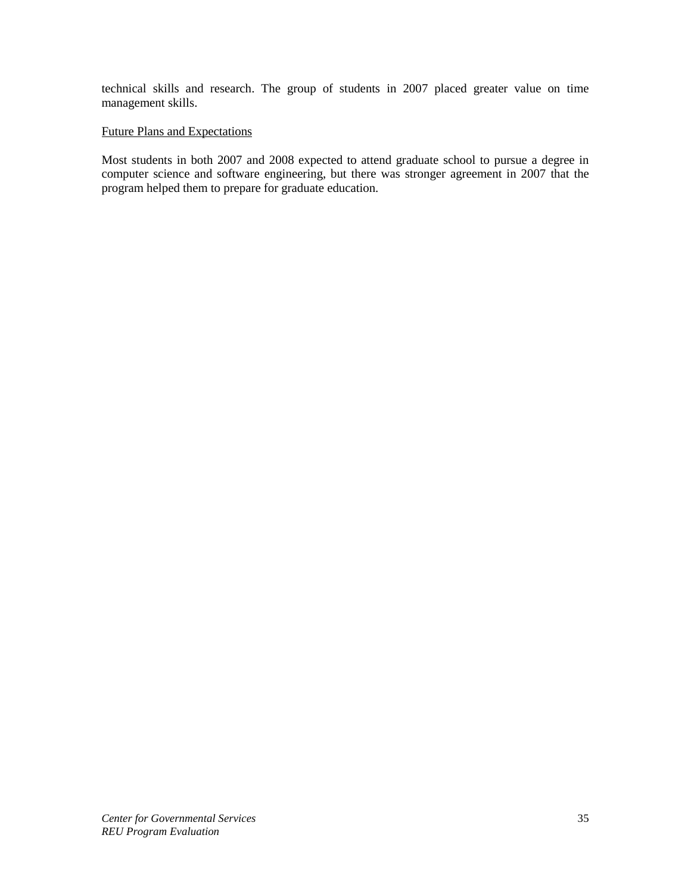technical skills and research. The group of students in 2007 placed greater value on time management skills.

Future Plans and Expectations

Most students in both 2007 and 2008 expected to attend graduate school to pursue a degree in computer science and software engineering, but there was stronger agreement in 2007 that the program helped them to prepare for graduate education.